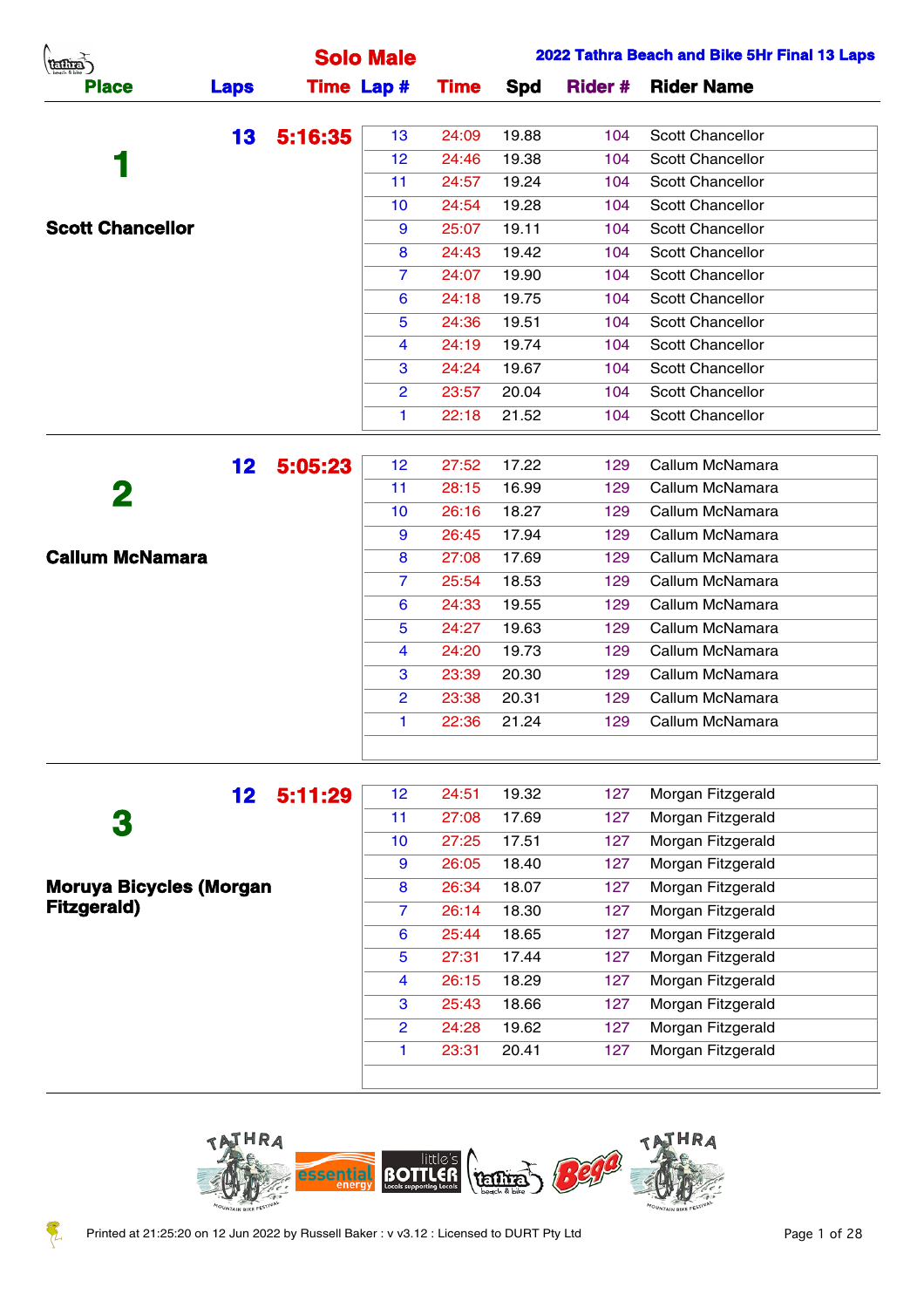# Solo Male

## 2022 Tathra Beach and Bike 5Hr Final 13 Laps

| Place | Laps | Time | Lap # | Time | Spd | Rider # | Rider Name |
|---|---|---|---|---|---|---|---|
| 1 | 13 | 5:16:35 | 13 | 24:09 | 19.88 | 104 | Scott Chancellor |
| Scott Chancellor | | | 12 | 24:46 | 19.38 | 104 | Scott Chancellor |
| | | | 11 | 24:57 | 19.24 | 104 | Scott Chancellor |
| | | | 10 | 24:54 | 19.28 | 104 | Scott Chancellor |
| | | | 9 | 25:07 | 19.11 | 104 | Scott Chancellor |
| | | | 8 | 24:43 | 19.42 | 104 | Scott Chancellor |
| | | | 7 | 24:07 | 19.90 | 104 | Scott Chancellor |
| | | | 6 | 24:18 | 19.75 | 104 | Scott Chancellor |
| | | | 5 | 24:36 | 19.51 | 104 | Scott Chancellor |
| | | | 4 | 24:19 | 19.74 | 104 | Scott Chancellor |
| | | | 3 | 24:24 | 19.67 | 104 | Scott Chancellor |
| | | | 2 | 23:57 | 20.04 | 104 | Scott Chancellor |
| | | | 1 | 22:18 | 21.52 | 104 | Scott Chancellor |
| 2 | 12 | 5:05:23 | 12 | 27:52 | 17.22 | 129 | Callum McNamara |
| Callum McNamara | | | 11 | 28:15 | 16.99 | 129 | Callum McNamara |
| | | | 10 | 26:16 | 18.27 | 129 | Callum McNamara |
| | | | 9 | 26:45 | 17.94 | 129 | Callum McNamara |
| | | | 8 | 27:08 | 17.69 | 129 | Callum McNamara |
| | | | 7 | 25:54 | 18.53 | 129 | Callum McNamara |
| | | | 6 | 24:33 | 19.55 | 129 | Callum McNamara |
| | | | 5 | 24:27 | 19.63 | 129 | Callum McNamara |
| | | | 4 | 24:20 | 19.73 | 129 | Callum McNamara |
| | | | 3 | 23:39 | 20.30 | 129 | Callum McNamara |
| | | | 2 | 23:38 | 20.31 | 129 | Callum McNamara |
| | | | 1 | 22:36 | 21.24 | 129 | Callum McNamara |
| 3 | 12 | 5:11:29 | 12 | 24:51 | 19.32 | 127 | Morgan Fitzgerald |
| Moruya Bicycles (Morgan Fitzgerald) | | | 11 | 27:08 | 17.69 | 127 | Morgan Fitzgerald |
| | | | 10 | 27:25 | 17.51 | 127 | Morgan Fitzgerald |
| | | | 9 | 26:05 | 18.40 | 127 | Morgan Fitzgerald |
| | | | 8 | 26:34 | 18.07 | 127 | Morgan Fitzgerald |
| | | | 7 | 26:14 | 18.30 | 127 | Morgan Fitzgerald |
| | | | 6 | 25:44 | 18.65 | 127 | Morgan Fitzgerald |
| | | | 5 | 27:31 | 17.44 | 127 | Morgan Fitzgerald |
| | | | 4 | 26:15 | 18.29 | 127 | Morgan Fitzgerald |
| | | | 3 | 25:43 | 18.66 | 127 | Morgan Fitzgerald |
| | | | 2 | 24:28 | 19.62 | 127 | Morgan Fitzgerald |
| | | | 1 | 23:31 | 20.41 | 127 | Morgan Fitzgerald |

Printed at 21:25:20 on 12 Jun 2022 by Russell Baker : v v3.12 : Licensed to DURT Pty Ltd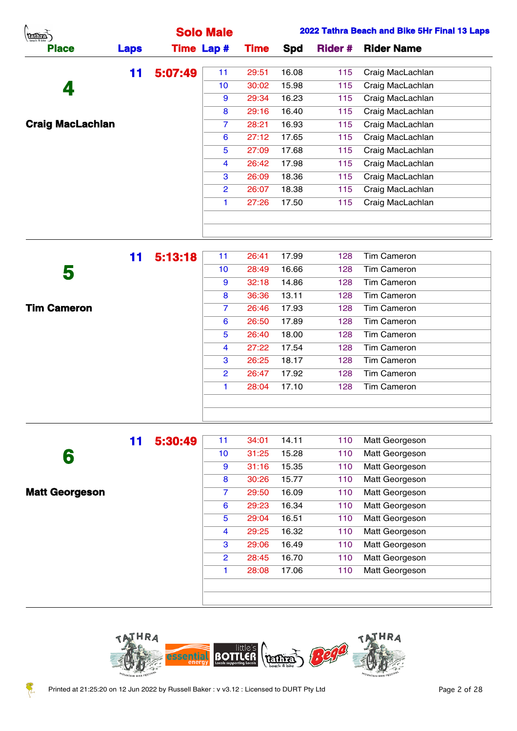## Solo Male

**2022 Tathra Beach and Bike 5Hr Final 13 Laps**

| Place | Laps | Time | Lap # | Time | Spd | Rider # | Rider Name |
|---|---|---|---|---|---|---|---|
| **4** | **11** | **5:07:49** | 11 | 29:51 | 16.08 | 115 | Craig MacLachlan |
| | | | 10 | 30:02 | 15.98 | 115 | Craig MacLachlan |
| | | | 9 | 29:34 | 16.23 | 115 | Craig MacLachlan |
| | | | 8 | 29:16 | 16.40 | 115 | Craig MacLachlan |
| **Craig MacLachlan** | | | 7 | 28:21 | 16.93 | 115 | Craig MacLachlan |
| | | | 6 | 27:12 | 17.65 | 115 | Craig MacLachlan |
| | | | 5 | 27:09 | 17.68 | 115 | Craig MacLachlan |
| | | | 4 | 26:42 | 17.98 | 115 | Craig MacLachlan |
| | | | 3 | 26:09 | 18.36 | 115 | Craig MacLachlan |
| | | | 2 | 26:07 | 18.38 | 115 | Craig MacLachlan |
| | | | 1 | 27:26 | 17.50 | 115 | Craig MacLachlan |
| **5** | **11** | **5:13:18** | 11 | 26:41 | 17.99 | 128 | Tim Cameron |
| | | | 10 | 28:49 | 16.66 | 128 | Tim Cameron |
| | | | 9 | 32:18 | 14.86 | 128 | Tim Cameron |
| | | | 8 | 36:36 | 13.11 | 128 | Tim Cameron |
| **Tim Cameron** | | | 7 | 26:46 | 17.93 | 128 | Tim Cameron |
| | | | 6 | 26:50 | 17.89 | 128 | Tim Cameron |
| | | | 5 | 26:40 | 18.00 | 128 | Tim Cameron |
| | | | 4 | 27:22 | 17.54 | 128 | Tim Cameron |
| | | | 3 | 26:25 | 18.17 | 128 | Tim Cameron |
| | | | 2 | 26:47 | 17.92 | 128 | Tim Cameron |
| | | | 1 | 28:04 | 17.10 | 128 | Tim Cameron |
| **6** | **11** | **5:30:49** | 11 | 34:01 | 14.11 | 110 | Matt Georgeson |
| | | | 10 | 31:25 | 15.28 | 110 | Matt Georgeson |
| | | | 9 | 31:16 | 15.35 | 110 | Matt Georgeson |
| | | | 8 | 30:26 | 15.77 | 110 | Matt Georgeson |
| **Matt Georgeson** | | | 7 | 29:50 | 16.09 | 110 | Matt Georgeson |
| | | | 6 | 29:23 | 16.34 | 110 | Matt Georgeson |
| | | | 5 | 29:04 | 16.51 | 110 | Matt Georgeson |
| | | | 4 | 29:25 | 16.32 | 110 | Matt Georgeson |
| | | | 3 | 29:06 | 16.49 | 110 | Matt Georgeson |
| | | | 2 | 28:45 | 16.70 | 110 | Matt Georgeson |
| | | | 1 | 28:08 | 17.06 | 110 | Matt Georgeson |

Printed at 21:25:20 on 12 Jun 2022 by Russell Baker : v v3.12 : Licensed to DURT Pty Ltd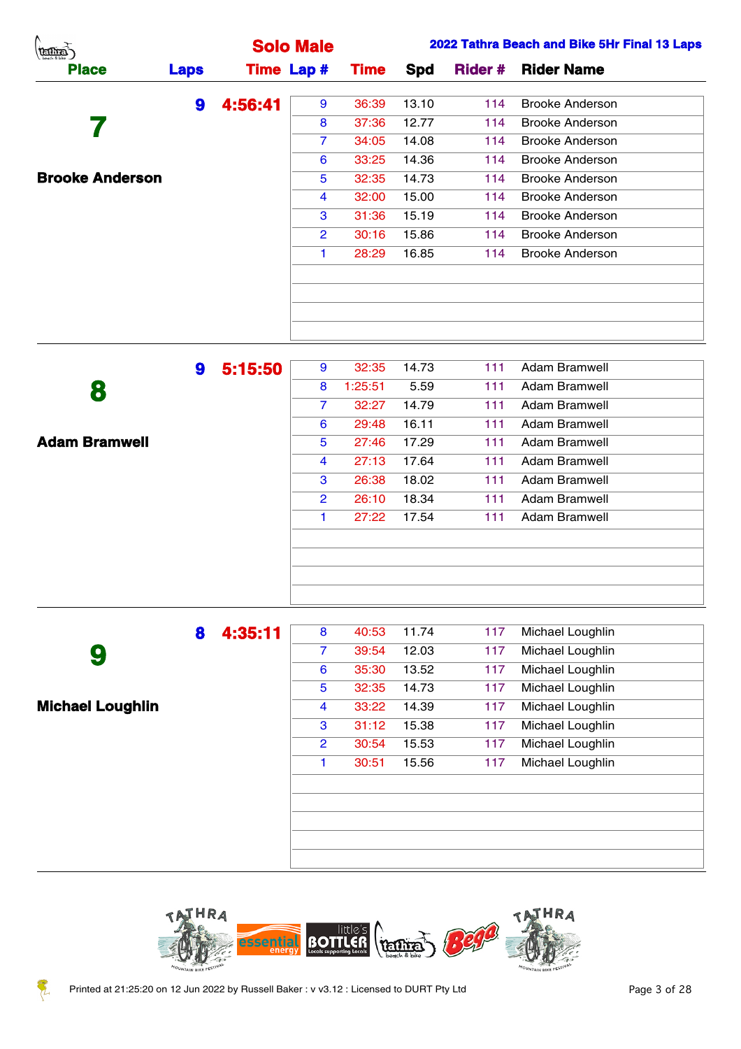## Solo Male

**2022 Tathra Beach and Bike 5Hr Final 13 Laps**

| Place | Laps | Time | Lap # | Time | Spd | Rider # | Rider Name |
|---|---|---|---|---|---|---|---|
| **7** — **Brooke Anderson** | **9** | **4:56:41** | 9 | 36:39 | 13.10 | 114 | Brooke Anderson |
| | | | 8 | 37:36 | 12.77 | 114 | Brooke Anderson |
| | | | 7 | 34:05 | 14.08 | 114 | Brooke Anderson |
| | | | 6 | 33:25 | 14.36 | 114 | Brooke Anderson |
| | | | 5 | 32:35 | 14.73 | 114 | Brooke Anderson |
| | | | 4 | 32:00 | 15.00 | 114 | Brooke Anderson |
| | | | 3 | 31:36 | 15.19 | 114 | Brooke Anderson |
| | | | 2 | 30:16 | 15.86 | 114 | Brooke Anderson |
| | | | 1 | 28:29 | 16.85 | 114 | Brooke Anderson |
| **8** — **Adam Bramwell** | **9** | **5:15:50** | 9 | 32:35 | 14.73 | 111 | Adam Bramwell |
| | | | 8 | 1:25:51 | 5.59 | 111 | Adam Bramwell |
| | | | 7 | 32:27 | 14.79 | 111 | Adam Bramwell |
| | | | 6 | 29:48 | 16.11 | 111 | Adam Bramwell |
| | | | 5 | 27:46 | 17.29 | 111 | Adam Bramwell |
| | | | 4 | 27:13 | 17.64 | 111 | Adam Bramwell |
| | | | 3 | 26:38 | 18.02 | 111 | Adam Bramwell |
| | | | 2 | 26:10 | 18.34 | 111 | Adam Bramwell |
| | | | 1 | 27:22 | 17.54 | 111 | Adam Bramwell |
| **9** — **Michael Loughlin** | **8** | **4:35:11** | 8 | 40:53 | 11.74 | 117 | Michael Loughlin |
| | | | 7 | 39:54 | 12.03 | 117 | Michael Loughlin |
| | | | 6 | 35:30 | 13.52 | 117 | Michael Loughlin |
| | | | 5 | 32:35 | 14.73 | 117 | Michael Loughlin |
| | | | 4 | 33:22 | 14.39 | 117 | Michael Loughlin |
| | | | 3 | 31:12 | 15.38 | 117 | Michael Loughlin |
| | | | 2 | 30:54 | 15.53 | 117 | Michael Loughlin |
| | | | 1 | 30:51 | 15.56 | 117 | Michael Loughlin |

Printed at 21:25:20 on 12 Jun 2022 by Russell Baker : v v3.12 : Licensed to DURT Pty Ltd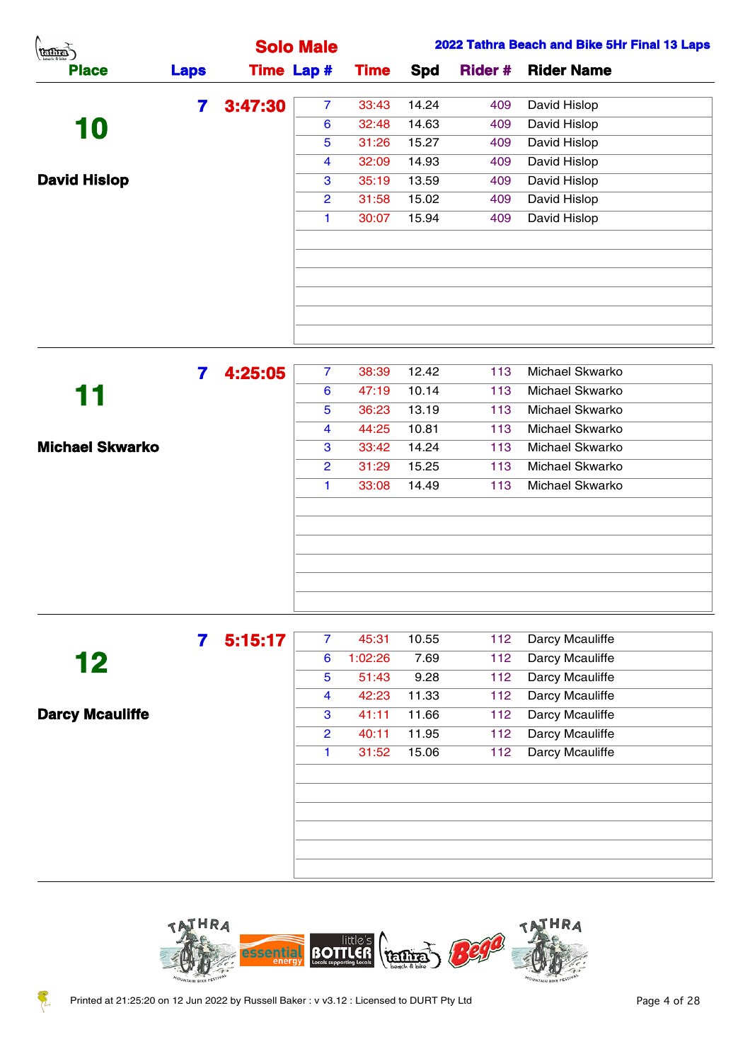## Solo Male

**2022 Tathra Beach and Bike 5Hr Final 13 Laps**

| Place | Laps | Time | Lap # | Time | Spd | Rider # | Rider Name |
|---|---|---|---|---|---|---|---|
| **10** | **7** | **3:47:30** | 7 | 33:43 | 14.24 | 409 | David Hislop |
| **David Hislop** | | | 6 | 32:48 | 14.63 | 409 | David Hislop |
| | | | 5 | 31:26 | 15.27 | 409 | David Hislop |
| | | | 4 | 32:09 | 14.93 | 409 | David Hislop |
| | | | 3 | 35:19 | 13.59 | 409 | David Hislop |
| | | | 2 | 31:58 | 15.02 | 409 | David Hislop |
| | | | 1 | 30:07 | 15.94 | 409 | David Hislop |
| **11** | **7** | **4:25:05** | 7 | 38:39 | 12.42 | 113 | Michael Skwarko |
| **Michael Skwarko** | | | 6 | 47:19 | 10.14 | 113 | Michael Skwarko |
| | | | 5 | 36:23 | 13.19 | 113 | Michael Skwarko |
| | | | 4 | 44:25 | 10.81 | 113 | Michael Skwarko |
| | | | 3 | 33:42 | 14.24 | 113 | Michael Skwarko |
| | | | 2 | 31:29 | 15.25 | 113 | Michael Skwarko |
| | | | 1 | 33:08 | 14.49 | 113 | Michael Skwarko |
| **12** | **7** | **5:15:17** | 7 | 45:31 | 10.55 | 112 | Darcy Mcauliffe |
| **Darcy Mcauliffe** | | | 6 | 1:02:26 | 7.69 | 112 | Darcy Mcauliffe |
| | | | 5 | 51:43 | 9.28 | 112 | Darcy Mcauliffe |
| | | | 4 | 42:23 | 11.33 | 112 | Darcy Mcauliffe |
| | | | 3 | 41:11 | 11.66 | 112 | Darcy Mcauliffe |
| | | | 2 | 40:11 | 11.95 | 112 | Darcy Mcauliffe |
| | | | 1 | 31:52 | 15.06 | 112 | Darcy Mcauliffe |

Printed at 21:25:20 on 12 Jun 2022 by Russell Baker : v v3.12 : Licensed to DURT Pty Ltd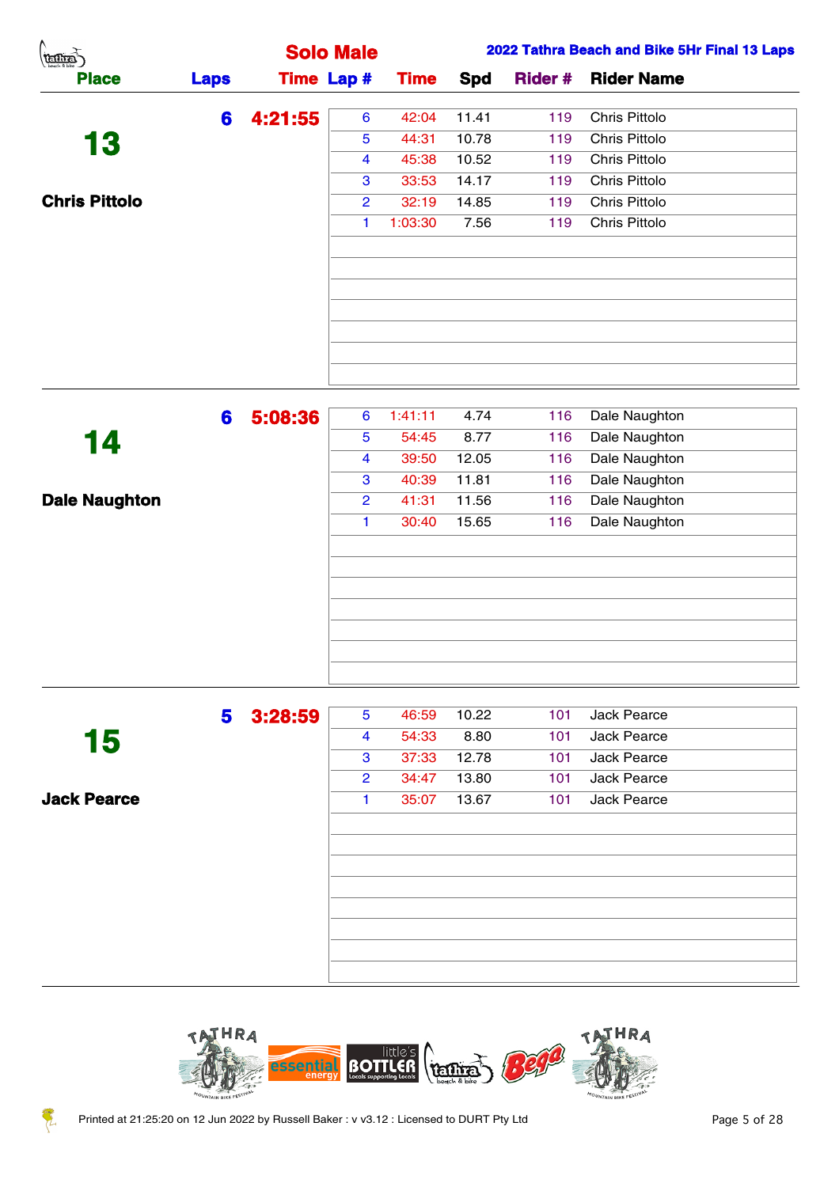## Solo Male

**2022 Tathra Beach and Bike 5Hr Final 13 Laps**

| Place | Laps | Time | Lap # | Time | Spd | Rider # | Rider Name |
|---|---|---|---|---|---|---|---|
| **13** | **6** | **4:21:55** | 6 | 42:04 | 11.41 | 119 | Chris Pittolo |
| **Chris Pittolo** | | | 5 | 44:31 | 10.78 | 119 | Chris Pittolo |
| | | | 4 | 45:38 | 10.52 | 119 | Chris Pittolo |
| | | | 3 | 33:53 | 14.17 | 119 | Chris Pittolo |
| | | | 2 | 32:19 | 14.85 | 119 | Chris Pittolo |
| | | | 1 | 1:03:30 | 7.56 | 119 | Chris Pittolo |
| **14** | **6** | **5:08:36** | 6 | 1:41:11 | 4.74 | 116 | Dale Naughton |
| **Dale Naughton** | | | 5 | 54:45 | 8.77 | 116 | Dale Naughton |
| | | | 4 | 39:50 | 12.05 | 116 | Dale Naughton |
| | | | 3 | 40:39 | 11.81 | 116 | Dale Naughton |
| | | | 2 | 41:31 | 11.56 | 116 | Dale Naughton |
| | | | 1 | 30:40 | 15.65 | 116 | Dale Naughton |
| **15** | **5** | **3:28:59** | 5 | 46:59 | 10.22 | 101 | Jack Pearce |
| **Jack Pearce** | | | 4 | 54:33 | 8.80 | 101 | Jack Pearce |
| | | | 3 | 37:33 | 12.78 | 101 | Jack Pearce |
| | | | 2 | 34:47 | 13.80 | 101 | Jack Pearce |
| | | | 1 | 35:07 | 13.67 | 101 | Jack Pearce |

Printed at 21:25:20 on 12 Jun 2022 by Russell Baker : v v3.12 : Licensed to DURT Pty Ltd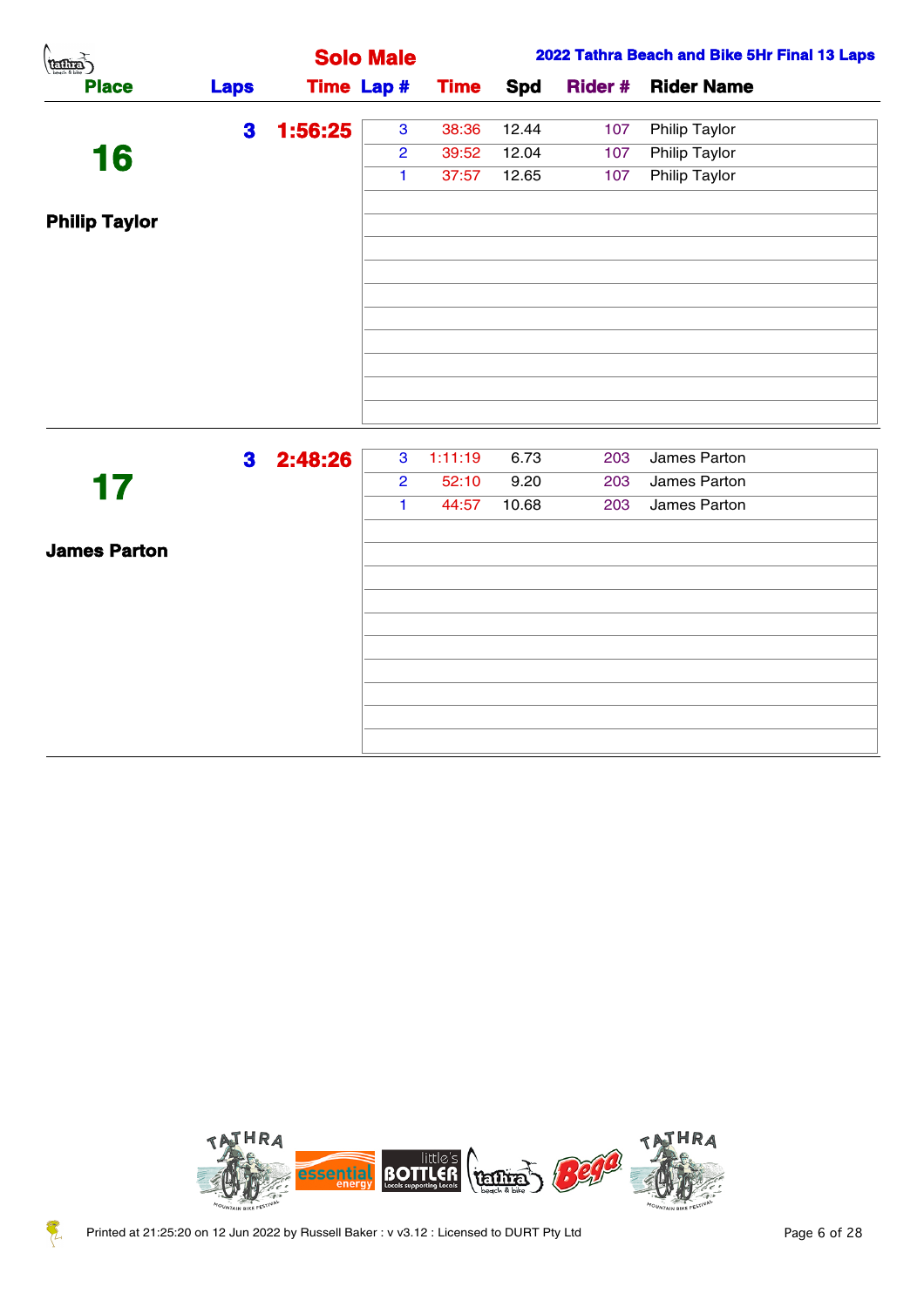## Solo Male

**2022 Tathra Beach and Bike 5Hr Final 13 Laps**

| Place | Laps | Time | Lap # | Time | Spd | Rider # | Rider Name |
|---|---|---|---|---|---|---|---|
| **16** | **3** | **1:56:25** | 3 | 38:36 | 12.44 | 107 | Philip Taylor |
| **Philip Taylor** | | | 2 | 39:52 | 12.04 | 107 | Philip Taylor |
| | | | 1 | 37:57 | 12.65 | 107 | Philip Taylor |
| **17** | **3** | **2:48:26** | 3 | 1:11:19 | 6.73 | 203 | James Parton |
| **James Parton** | | | 2 | 52:10 | 9.20 | 203 | James Parton |
| | | | 1 | 44:57 | 10.68 | 203 | James Parton |

Printed at 21:25:20 on 12 Jun 2022 by Russell Baker : v v3.12 : Licensed to DURT Pty Ltd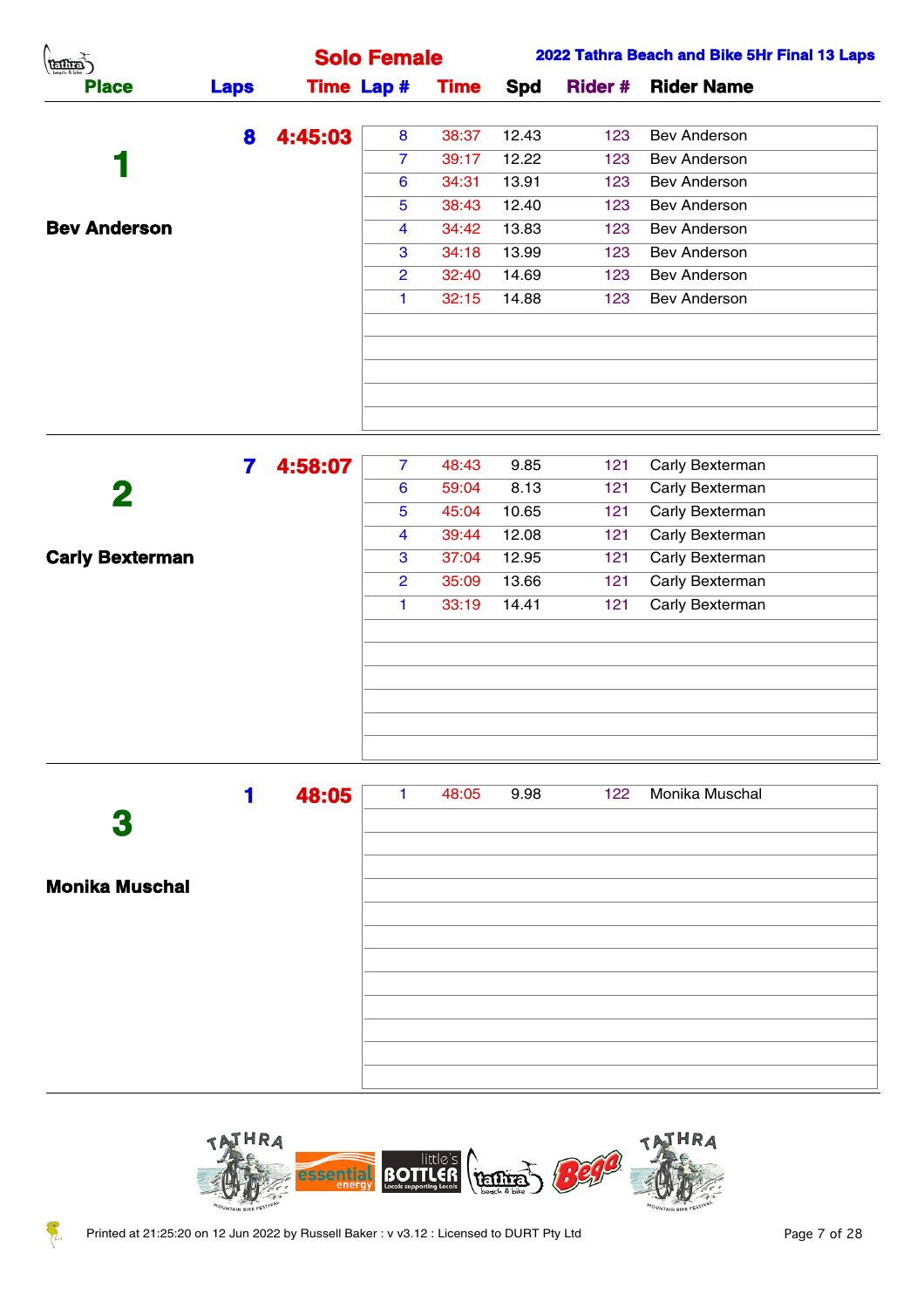# Solo Female

## 2022 Tathra Beach and Bike 5Hr Final 13 Laps

| Place | Laps | Time | Lap # | Time | Spd | Rider # | Rider Name |
|---|---|---|---|---|---|---|---|
| **1** **Bev Anderson** | 8 | 4:45:03 | 8 | 38:37 | 12.43 | 123 | Bev Anderson |
| | | | 7 | 39:17 | 12.22 | 123 | Bev Anderson |
| | | | 6 | 34:31 | 13.91 | 123 | Bev Anderson |
| | | | 5 | 38:43 | 12.40 | 123 | Bev Anderson |
| | | | 4 | 34:42 | 13.83 | 123 | Bev Anderson |
| | | | 3 | 34:18 | 13.99 | 123 | Bev Anderson |
| | | | 2 | 32:40 | 14.69 | 123 | Bev Anderson |
| | | | 1 | 32:15 | 14.88 | 123 | Bev Anderson |
| **2** **Carly Bexterman** | 7 | 4:58:07 | 7 | 48:43 | 9.85 | 121 | Carly Bexterman |
| | | | 6 | 59:04 | 8.13 | 121 | Carly Bexterman |
| | | | 5 | 45:04 | 10.65 | 121 | Carly Bexterman |
| | | | 4 | 39:44 | 12.08 | 121 | Carly Bexterman |
| | | | 3 | 37:04 | 12.95 | 121 | Carly Bexterman |
| | | | 2 | 35:09 | 13.66 | 121 | Carly Bexterman |
| | | | 1 | 33:19 | 14.41 | 121 | Carly Bexterman |
| **3** **Monika Muschal** | 1 | 48:05 | 1 | 48:05 | 9.98 | 122 | Monika Muschal |

Printed at 21:25:20 on 12 Jun 2022 by Russell Baker : v v3.12 : Licensed to DURT Pty Ltd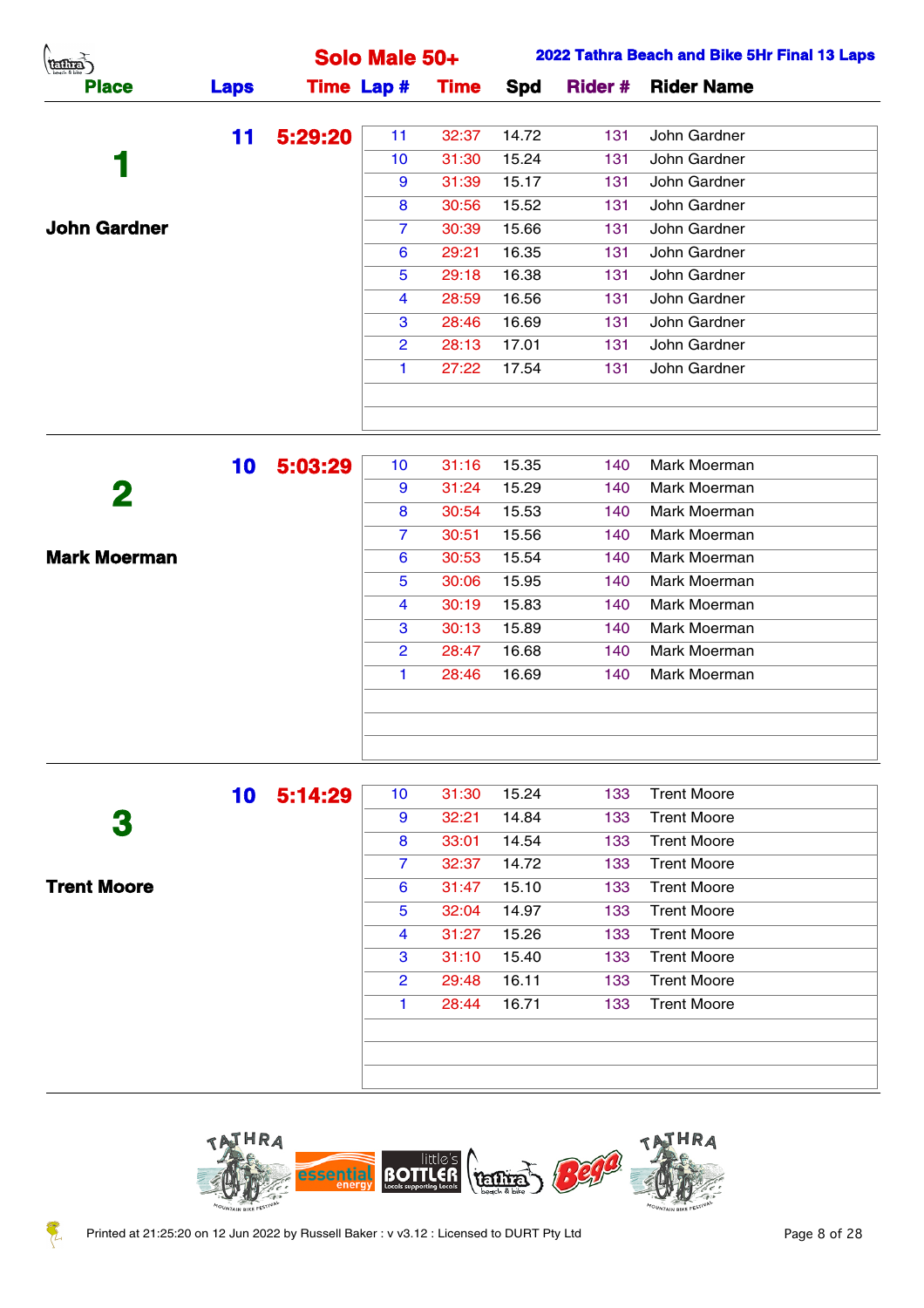# Solo Male 50+

**2022 Tathra Beach and Bike 5Hr Final 13 Laps**

| Place | Laps | Time | Lap # | Time | Spd | Rider # | Rider Name |
|---|---|---|---|---|---|---|---|
| **1** **John Gardner** | **11** | **5:29:20** | 11 | 32:37 | 14.72 | 131 | John Gardner |
| | | | 10 | 31:30 | 15.24 | 131 | John Gardner |
| | | | 9 | 31:39 | 15.17 | 131 | John Gardner |
| | | | 8 | 30:56 | 15.52 | 131 | John Gardner |
| | | | 7 | 30:39 | 15.66 | 131 | John Gardner |
| | | | 6 | 29:21 | 16.35 | 131 | John Gardner |
| | | | 5 | 29:18 | 16.38 | 131 | John Gardner |
| | | | 4 | 28:59 | 16.56 | 131 | John Gardner |
| | | | 3 | 28:46 | 16.69 | 131 | John Gardner |
| | | | 2 | 28:13 | 17.01 | 131 | John Gardner |
| | | | 1 | 27:22 | 17.54 | 131 | John Gardner |
| **2** **Mark Moerman** | **10** | **5:03:29** | 10 | 31:16 | 15.35 | 140 | Mark Moerman |
| | | | 9 | 31:24 | 15.29 | 140 | Mark Moerman |
| | | | 8 | 30:54 | 15.53 | 140 | Mark Moerman |
| | | | 7 | 30:51 | 15.56 | 140 | Mark Moerman |
| | | | 6 | 30:53 | 15.54 | 140 | Mark Moerman |
| | | | 5 | 30:06 | 15.95 | 140 | Mark Moerman |
| | | | 4 | 30:19 | 15.83 | 140 | Mark Moerman |
| | | | 3 | 30:13 | 15.89 | 140 | Mark Moerman |
| | | | 2 | 28:47 | 16.68 | 140 | Mark Moerman |
| | | | 1 | 28:46 | 16.69 | 140 | Mark Moerman |
| **3** **Trent Moore** | **10** | **5:14:29** | 10 | 31:30 | 15.24 | 133 | Trent Moore |
| | | | 9 | 32:21 | 14.84 | 133 | Trent Moore |
| | | | 8 | 33:01 | 14.54 | 133 | Trent Moore |
| | | | 7 | 32:37 | 14.72 | 133 | Trent Moore |
| | | | 6 | 31:47 | 15.10 | 133 | Trent Moore |
| | | | 5 | 32:04 | 14.97 | 133 | Trent Moore |
| | | | 4 | 31:27 | 15.26 | 133 | Trent Moore |
| | | | 3 | 31:10 | 15.40 | 133 | Trent Moore |
| | | | 2 | 29:48 | 16.11 | 133 | Trent Moore |
| | | | 1 | 28:44 | 16.71 | 133 | Trent Moore |

Printed at 21:25:20 on 12 Jun 2022 by Russell Baker : v v3.12 : Licensed to DURT Pty Ltd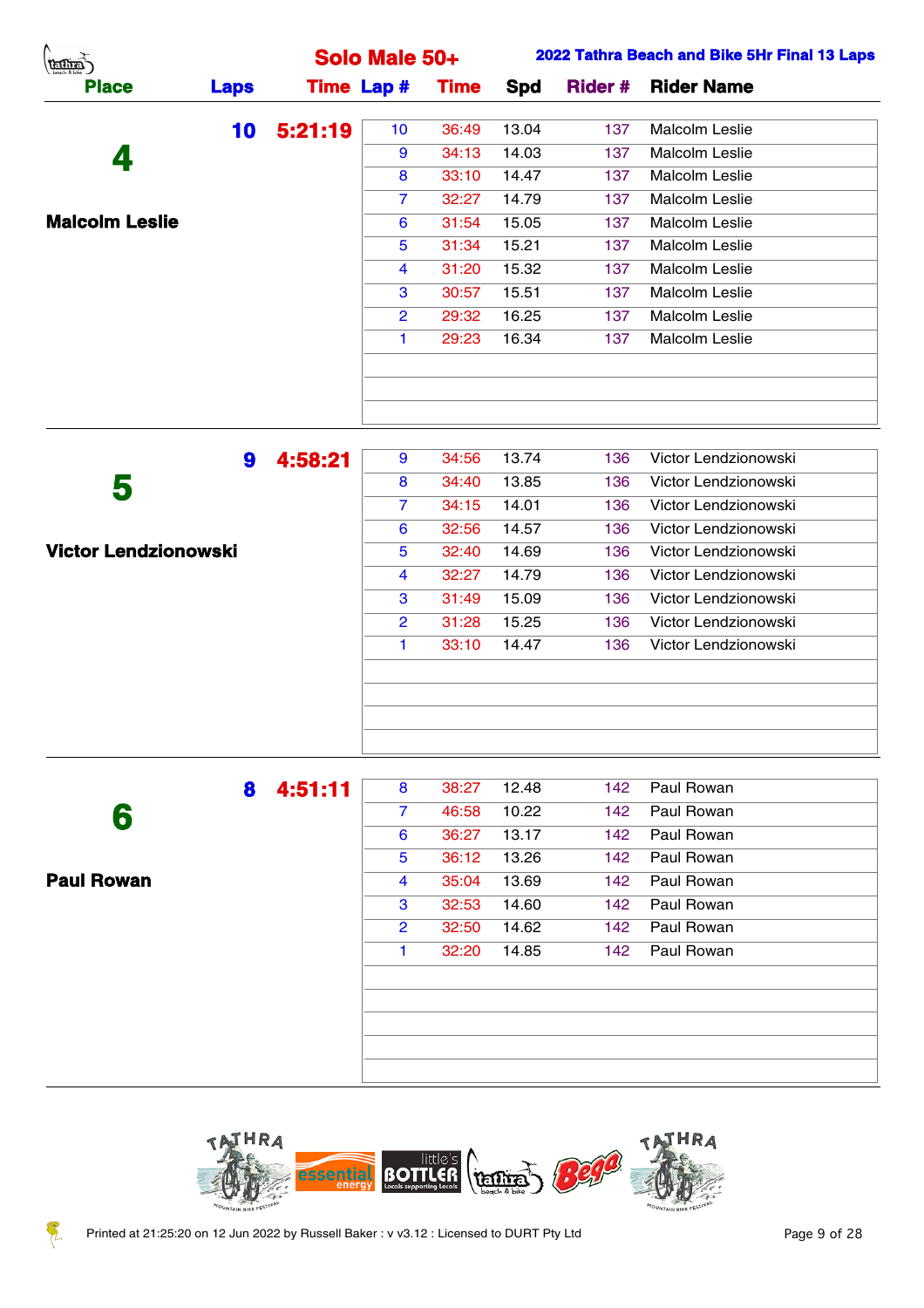# Solo Male 50+

## 2022 Tathra Beach and Bike 5Hr Final 13 Laps

| Place | Laps | Time | Lap # | Time | Spd | Rider # | Rider Name |
|---|---|---|---|---|---|---|---|
| **4** | **10** | **5:21:19** | 10 | 36:49 | 13.04 | 137 | Malcolm Leslie |
| **Malcolm Leslie** | | | 9 | 34:13 | 14.03 | 137 | Malcolm Leslie |
| | | | 8 | 33:10 | 14.47 | 137 | Malcolm Leslie |
| | | | 7 | 32:27 | 14.79 | 137 | Malcolm Leslie |
| | | | 6 | 31:54 | 15.05 | 137 | Malcolm Leslie |
| | | | 5 | 31:34 | 15.21 | 137 | Malcolm Leslie |
| | | | 4 | 31:20 | 15.32 | 137 | Malcolm Leslie |
| | | | 3 | 30:57 | 15.51 | 137 | Malcolm Leslie |
| | | | 2 | 29:32 | 16.25 | 137 | Malcolm Leslie |
| | | | 1 | 29:23 | 16.34 | 137 | Malcolm Leslie |
| **5** | **9** | **4:58:21** | 9 | 34:56 | 13.74 | 136 | Victor Lendzionowski |
| **Victor Lendzionowski** | | | 8 | 34:40 | 13.85 | 136 | Victor Lendzionowski |
| | | | 7 | 34:15 | 14.01 | 136 | Victor Lendzionowski |
| | | | 6 | 32:56 | 14.57 | 136 | Victor Lendzionowski |
| | | | 5 | 32:40 | 14.69 | 136 | Victor Lendzionowski |
| | | | 4 | 32:27 | 14.79 | 136 | Victor Lendzionowski |
| | | | 3 | 31:49 | 15.09 | 136 | Victor Lendzionowski |
| | | | 2 | 31:28 | 15.25 | 136 | Victor Lendzionowski |
| | | | 1 | 33:10 | 14.47 | 136 | Victor Lendzionowski |
| **6** | **8** | **4:51:11** | 8 | 38:27 | 12.48 | 142 | Paul Rowan |
| **Paul Rowan** | | | 7 | 46:58 | 10.22 | 142 | Paul Rowan |
| | | | 6 | 36:27 | 13.17 | 142 | Paul Rowan |
| | | | 5 | 36:12 | 13.26 | 142 | Paul Rowan |
| | | | 4 | 35:04 | 13.69 | 142 | Paul Rowan |
| | | | 3 | 32:53 | 14.60 | 142 | Paul Rowan |
| | | | 2 | 32:50 | 14.62 | 142 | Paul Rowan |
| | | | 1 | 32:20 | 14.85 | 142 | Paul Rowan |

Printed at 21:25:20 on 12 Jun 2022 by Russell Baker : v v3.12 : Licensed to DURT Pty Ltd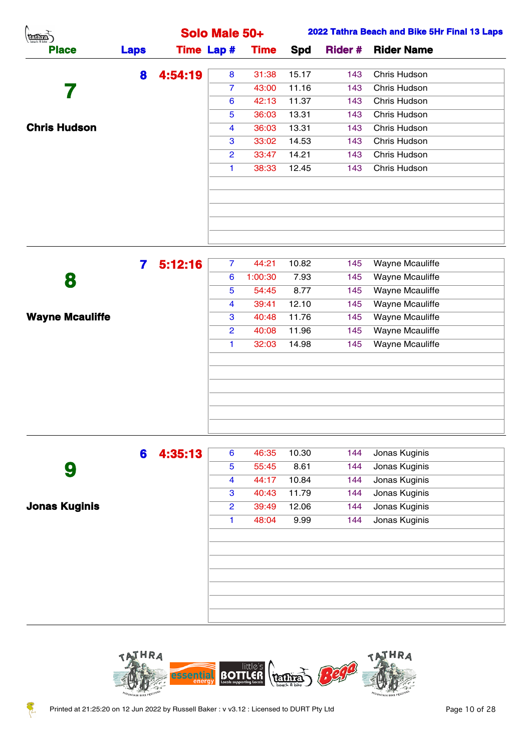## Solo Male 50+

**2022 Tathra Beach and Bike 5Hr Final 13 Laps**

| Place | Laps | Time | Lap # | Time | Spd | Rider # | Rider Name |
|---|---|---|---|---|---|---|---|
| **7** | **8** | **4:54:19** | 8 | 31:38 | 15.17 | 143 | Chris Hudson |
| | | | 7 | 43:00 | 11.16 | 143 | Chris Hudson |
| | | | 6 | 42:13 | 11.37 | 143 | Chris Hudson |
| | | | 5 | 36:03 | 13.31 | 143 | Chris Hudson |
| **Chris Hudson** | | | 4 | 36:03 | 13.31 | 143 | Chris Hudson |
| | | | 3 | 33:02 | 14.53 | 143 | Chris Hudson |
| | | | 2 | 33:47 | 14.21 | 143 | Chris Hudson |
| | | | 1 | 38:33 | 12.45 | 143 | Chris Hudson |

| Place | Laps | Time | Lap # | Time | Spd | Rider # | Rider Name |
|---|---|---|---|---|---|---|---|
| **8** | **7** | **5:12:16** | 7 | 44:21 | 10.82 | 145 | Wayne Mcauliffe |
| | | | 6 | 1:00:30 | 7.93 | 145 | Wayne Mcauliffe |
| | | | 5 | 54:45 | 8.77 | 145 | Wayne Mcauliffe |
| | | | 4 | 39:41 | 12.10 | 145 | Wayne Mcauliffe |
| **Wayne Mcauliffe** | | | 3 | 40:48 | 11.76 | 145 | Wayne Mcauliffe |
| | | | 2 | 40:08 | 11.96 | 145 | Wayne Mcauliffe |
| | | | 1 | 32:03 | 14.98 | 145 | Wayne Mcauliffe |

| Place | Laps | Time | Lap # | Time | Spd | Rider # | Rider Name |
|---|---|---|---|---|---|---|---|
| **9** | **6** | **4:35:13** | 6 | 46:35 | 10.30 | 144 | Jonas Kuginis |
| | | | 5 | 55:45 | 8.61 | 144 | Jonas Kuginis |
| | | | 4 | 44:17 | 10.84 | 144 | Jonas Kuginis |
| | | | 3 | 40:43 | 11.79 | 144 | Jonas Kuginis |
| **Jonas Kuginis** | | | 2 | 39:49 | 12.06 | 144 | Jonas Kuginis |
| | | | 1 | 48:04 | 9.99 | 144 | Jonas Kuginis |

Printed at 21:25:20 on 12 Jun 2022 by Russell Baker : v v3.12 : Licensed to DURT Pty Ltd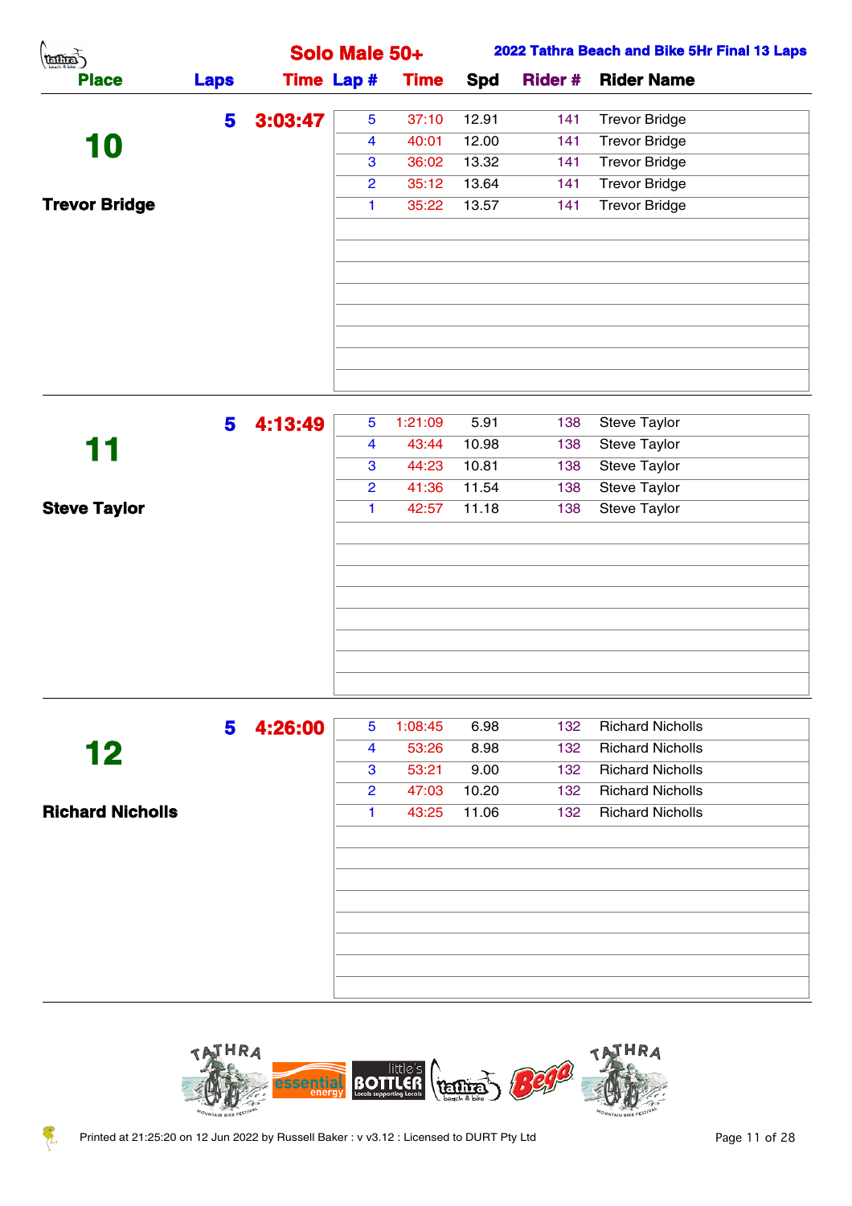## Solo Male 50+

**2022 Tathra Beach and Bike 5Hr Final 13 Laps**

| Place | Laps | Time | Lap # | Time | Spd | Rider # | Rider Name |
|---|---|---|---|---|---|---|---|
| **10** | **5** | **3:03:47** | 5 | 37:10 | 12.91 | 141 | Trevor Bridge |
| **Trevor Bridge** | | | 4 | 40:01 | 12.00 | 141 | Trevor Bridge |
| | | | 3 | 36:02 | 13.32 | 141 | Trevor Bridge |
| | | | 2 | 35:12 | 13.64 | 141 | Trevor Bridge |
| | | | 1 | 35:22 | 13.57 | 141 | Trevor Bridge |
| **11** | **5** | **4:13:49** | 5 | 1:21:09 | 5.91 | 138 | Steve Taylor |
| **Steve Taylor** | | | 4 | 43:44 | 10.98 | 138 | Steve Taylor |
| | | | 3 | 44:23 | 10.81 | 138 | Steve Taylor |
| | | | 2 | 41:36 | 11.54 | 138 | Steve Taylor |
| | | | 1 | 42:57 | 11.18 | 138 | Steve Taylor |
| **12** | **5** | **4:26:00** | 5 | 1:08:45 | 6.98 | 132 | Richard Nicholls |
| **Richard Nicholls** | | | 4 | 53:26 | 8.98 | 132 | Richard Nicholls |
| | | | 3 | 53:21 | 9.00 | 132 | Richard Nicholls |
| | | | 2 | 47:03 | 10.20 | 132 | Richard Nicholls |
| | | | 1 | 43:25 | 11.06 | 132 | Richard Nicholls |

Printed at 21:25:20 on 12 Jun 2022 by Russell Baker : v v3.12 : Licensed to DURT Pty Ltd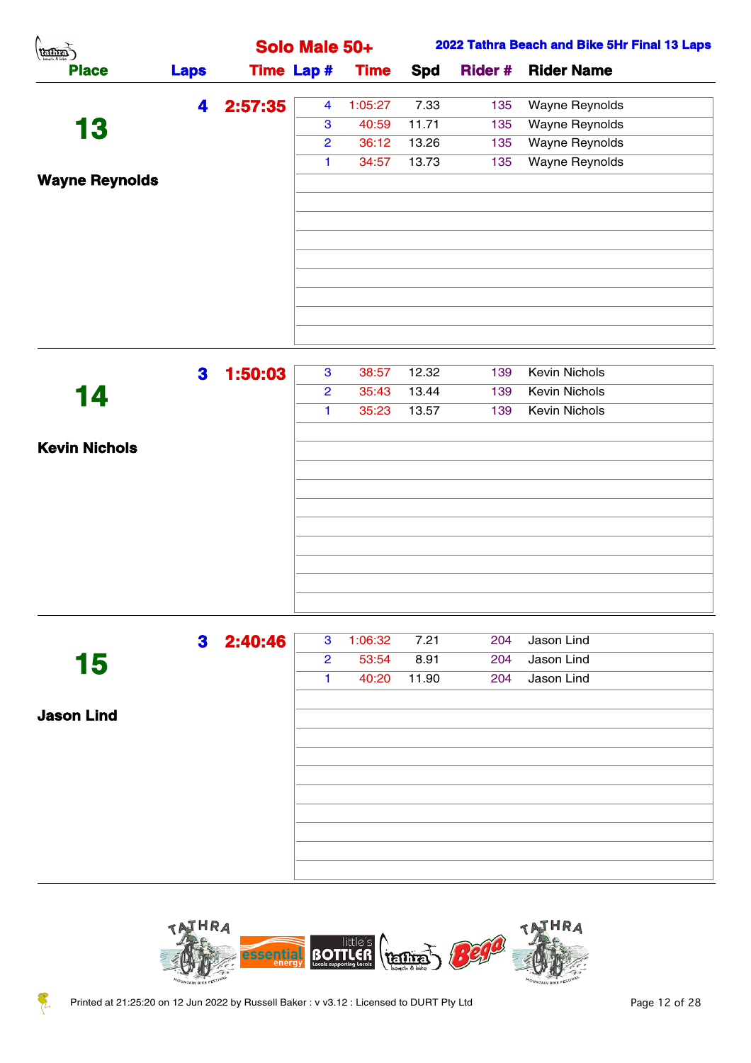## Solo Male 50+

**2022 Tathra Beach and Bike 5Hr Final 13 Laps**

| Place | Laps | Time | Lap # | Time | Spd | Rider # | Rider Name |
|---|---|---|---|---|---|---|---|
| **13** | **4** | **2:57:35** | 4 | 1:05:27 | 7.33 | 135 | Wayne Reynolds |
| **Wayne Reynolds** | | | 3 | 40:59 | 11.71 | 135 | Wayne Reynolds |
| | | | 2 | 36:12 | 13.26 | 135 | Wayne Reynolds |
| | | | 1 | 34:57 | 13.73 | 135 | Wayne Reynolds |
| **14** | **3** | **1:50:03** | 3 | 38:57 | 12.32 | 139 | Kevin Nichols |
| **Kevin Nichols** | | | 2 | 35:43 | 13.44 | 139 | Kevin Nichols |
| | | | 1 | 35:23 | 13.57 | 139 | Kevin Nichols |
| **15** | **3** | **2:40:46** | 3 | 1:06:32 | 7.21 | 204 | Jason Lind |
| **Jason Lind** | | | 2 | 53:54 | 8.91 | 204 | Jason Lind |
| | | | 1 | 40:20 | 11.90 | 204 | Jason Lind |

Printed at 21:25:20 on 12 Jun 2022 by Russell Baker : v v3.12 : Licensed to DURT Pty Ltd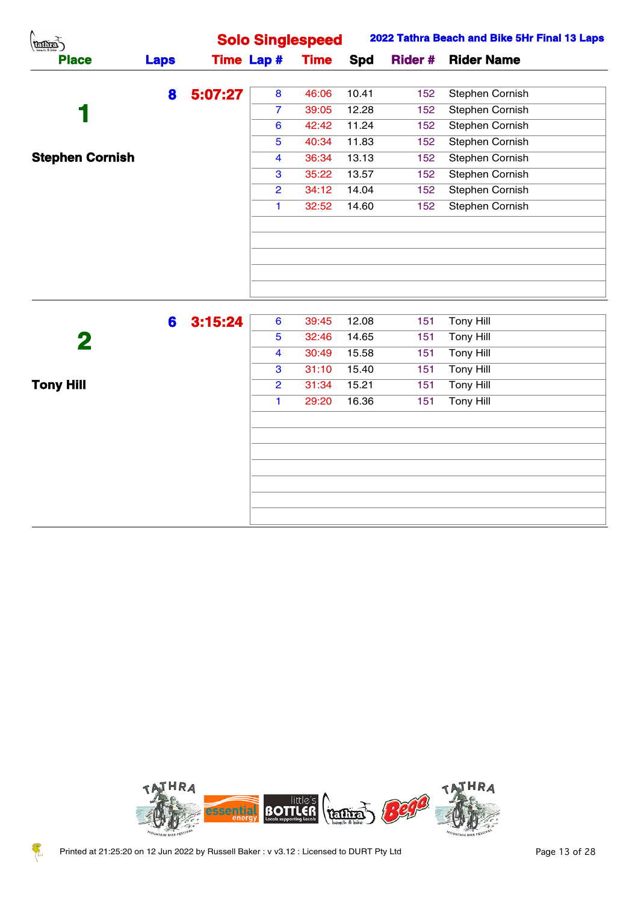# Solo Singlespeed

**2022 Tathra Beach and Bike 5Hr Final 13 Laps**

| Place | Laps | Time | Lap # | Time | Spd | Rider # | Rider Name |
|---|---|---|---|---|---|---|---|
| **1** | **8** | **5:07:27** | 8 | 46:06 | 10.41 | 152 | Stephen Cornish |
| **Stephen Cornish** | | | 7 | 39:05 | 12.28 | 152 | Stephen Cornish |
| | | | 6 | 42:42 | 11.24 | 152 | Stephen Cornish |
| | | | 5 | 40:34 | 11.83 | 152 | Stephen Cornish |
| | | | 4 | 36:34 | 13.13 | 152 | Stephen Cornish |
| | | | 3 | 35:22 | 13.57 | 152 | Stephen Cornish |
| | | | 2 | 34:12 | 14.04 | 152 | Stephen Cornish |
| | | | 1 | 32:52 | 14.60 | 152 | Stephen Cornish |
| **2** | **6** | **3:15:24** | 6 | 39:45 | 12.08 | 151 | Tony Hill |
| **Tony Hill** | | | 5 | 32:46 | 14.65 | 151 | Tony Hill |
| | | | 4 | 30:49 | 15.58 | 151 | Tony Hill |
| | | | 3 | 31:10 | 15.40 | 151 | Tony Hill |
| | | | 2 | 31:34 | 15.21 | 151 | Tony Hill |
| | | | 1 | 29:20 | 16.36 | 151 | Tony Hill |

Printed at 21:25:20 on 12 Jun 2022 by Russell Baker : v v3.12 : Licensed to DURT Pty Ltd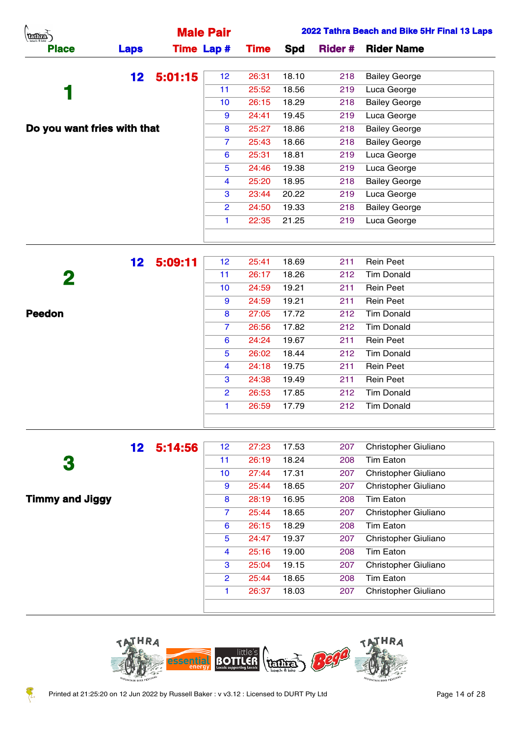## Male Pair

**2022 Tathra Beach and Bike 5Hr Final 13 Laps**

| Place | Laps | Time | Lap # | Time | Spd | Rider # | Rider Name |
|---|---|---|---|---|---|---|---|
| **1** | **12** | **5:01:15** | 12 | 26:31 | 18.10 | 218 | Bailey George |
| | | | 11 | 25:52 | 18.56 | 219 | Luca George |
| | | | 10 | 26:15 | 18.29 | 218 | Bailey George |
| | | | 9 | 24:41 | 19.45 | 219 | Luca George |
| **Do you want fries with that** | | | 8 | 25:27 | 18.86 | 218 | Bailey George |
| | | | 7 | 25:43 | 18.66 | 218 | Bailey George |
| | | | 6 | 25:31 | 18.81 | 219 | Luca George |
| | | | 5 | 24:46 | 19.38 | 219 | Luca George |
| | | | 4 | 25:20 | 18.95 | 218 | Bailey George |
| | | | 3 | 23:44 | 20.22 | 219 | Luca George |
| | | | 2 | 24:50 | 19.33 | 218 | Bailey George |
| | | | 1 | 22:35 | 21.25 | 219 | Luca George |
| **2** | **12** | **5:09:11** | 12 | 25:41 | 18.69 | 211 | Rein Peet |
| | | | 11 | 26:17 | 18.26 | 212 | Tim Donald |
| | | | 10 | 24:59 | 19.21 | 211 | Rein Peet |
| | | | 9 | 24:59 | 19.21 | 211 | Rein Peet |
| **Peedon** | | | 8 | 27:05 | 17.72 | 212 | Tim Donald |
| | | | 7 | 26:56 | 17.82 | 212 | Tim Donald |
| | | | 6 | 24:24 | 19.67 | 211 | Rein Peet |
| | | | 5 | 26:02 | 18.44 | 212 | Tim Donald |
| | | | 4 | 24:18 | 19.75 | 211 | Rein Peet |
| | | | 3 | 24:38 | 19.49 | 211 | Rein Peet |
| | | | 2 | 26:53 | 17.85 | 212 | Tim Donald |
| | | | 1 | 26:59 | 17.79 | 212 | Tim Donald |
| **3** | **12** | **5:14:56** | 12 | 27:23 | 17.53 | 207 | Christopher Giuliano |
| | | | 11 | 26:19 | 18.24 | 208 | Tim Eaton |
| | | | 10 | 27:44 | 17.31 | 207 | Christopher Giuliano |
| | | | 9 | 25:44 | 18.65 | 207 | Christopher Giuliano |
| **Timmy and Jiggy** | | | 8 | 28:19 | 16.95 | 208 | Tim Eaton |
| | | | 7 | 25:44 | 18.65 | 207 | Christopher Giuliano |
| | | | 6 | 26:15 | 18.29 | 208 | Tim Eaton |
| | | | 5 | 24:47 | 19.37 | 207 | Christopher Giuliano |
| | | | 4 | 25:16 | 19.00 | 208 | Tim Eaton |
| | | | 3 | 25:04 | 19.15 | 207 | Christopher Giuliano |
| | | | 2 | 25:44 | 18.65 | 208 | Tim Eaton |
| | | | 1 | 26:37 | 18.03 | 207 | Christopher Giuliano |

Printed at 21:25:20 on 12 Jun 2022 by Russell Baker : v v3.12 : Licensed to DURT Pty Ltd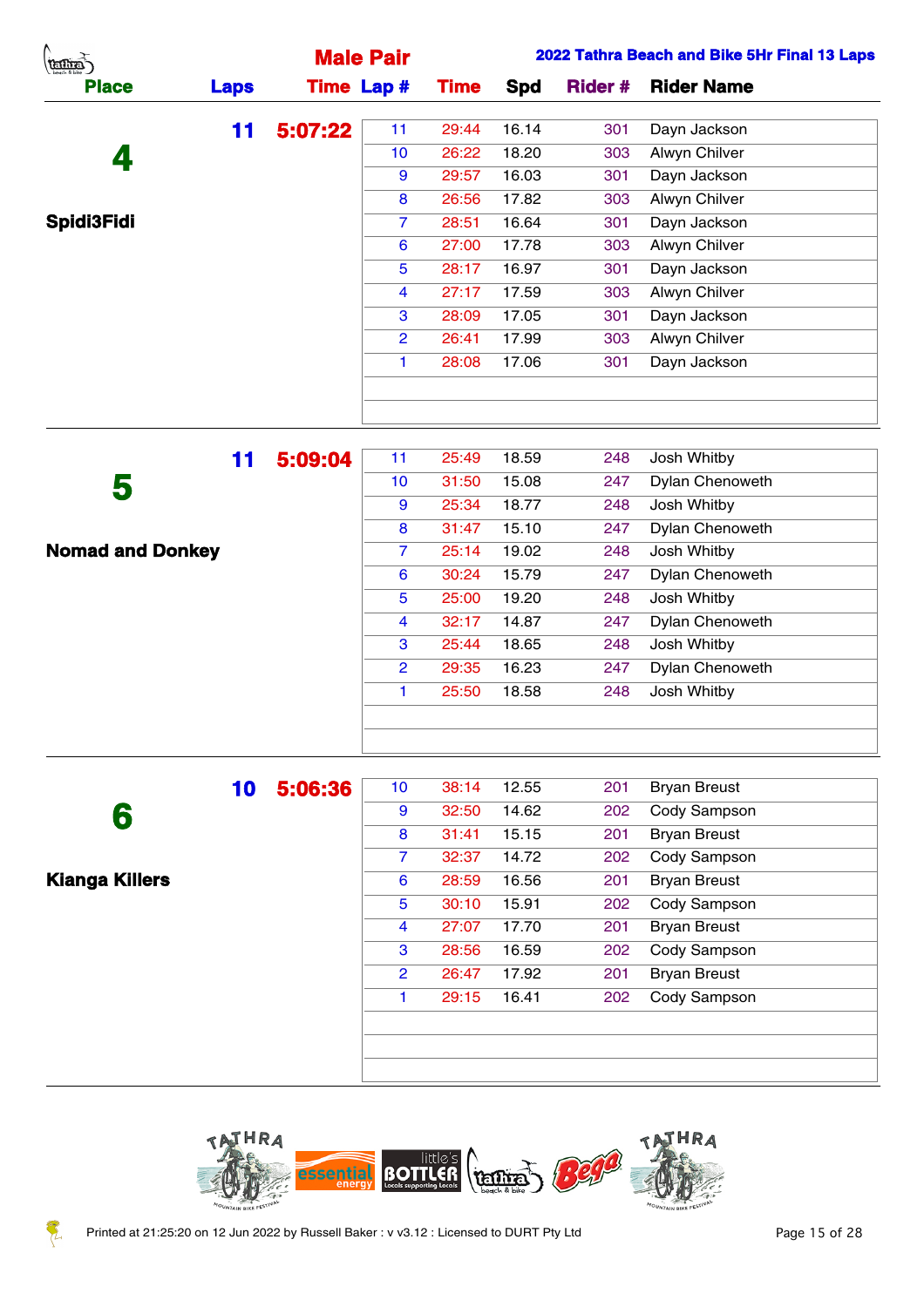## Male Pair

**2022 Tathra Beach and Bike 5Hr Final 13 Laps**

| Place | Laps | Time | Lap # | Time | Spd | Rider # | Rider Name |
|---|---|---|---|---|---|---|---|
| **4** | **11** | **5:07:22** | 11 | 29:44 | 16.14 | 301 | Dayn Jackson |
| | | | 10 | 26:22 | 18.20 | 303 | Alwyn Chilver |
| | | | 9 | 29:57 | 16.03 | 301 | Dayn Jackson |
| | | | 8 | 26:56 | 17.82 | 303 | Alwyn Chilver |
| **Spidi3Fidi** | | | 7 | 28:51 | 16.64 | 301 | Dayn Jackson |
| | | | 6 | 27:00 | 17.78 | 303 | Alwyn Chilver |
| | | | 5 | 28:17 | 16.97 | 301 | Dayn Jackson |
| | | | 4 | 27:17 | 17.59 | 303 | Alwyn Chilver |
| | | | 3 | 28:09 | 17.05 | 301 | Dayn Jackson |
| | | | 2 | 26:41 | 17.99 | 303 | Alwyn Chilver |
| | | | 1 | 28:08 | 17.06 | 301 | Dayn Jackson |
| **5** | **11** | **5:09:04** | 11 | 25:49 | 18.59 | 248 | Josh Whitby |
| | | | 10 | 31:50 | 15.08 | 247 | Dylan Chenoweth |
| | | | 9 | 25:34 | 18.77 | 248 | Josh Whitby |
| | | | 8 | 31:47 | 15.10 | 247 | Dylan Chenoweth |
| **Nomad and Donkey** | | | 7 | 25:14 | 19.02 | 248 | Josh Whitby |
| | | | 6 | 30:24 | 15.79 | 247 | Dylan Chenoweth |
| | | | 5 | 25:00 | 19.20 | 248 | Josh Whitby |
| | | | 4 | 32:17 | 14.87 | 247 | Dylan Chenoweth |
| | | | 3 | 25:44 | 18.65 | 248 | Josh Whitby |
| | | | 2 | 29:35 | 16.23 | 247 | Dylan Chenoweth |
| | | | 1 | 25:50 | 18.58 | 248 | Josh Whitby |
| **6** | **10** | **5:06:36** | 10 | 38:14 | 12.55 | 201 | Bryan Breust |
| | | | 9 | 32:50 | 14.62 | 202 | Cody Sampson |
| | | | 8 | 31:41 | 15.15 | 201 | Bryan Breust |
| | | | 7 | 32:37 | 14.72 | 202 | Cody Sampson |
| **Kianga Killers** | | | 6 | 28:59 | 16.56 | 201 | Bryan Breust |
| | | | 5 | 30:10 | 15.91 | 202 | Cody Sampson |
| | | | 4 | 27:07 | 17.70 | 201 | Bryan Breust |
| | | | 3 | 28:56 | 16.59 | 202 | Cody Sampson |
| | | | 2 | 26:47 | 17.92 | 201 | Bryan Breust |
| | | | 1 | 29:15 | 16.41 | 202 | Cody Sampson |

Printed at 21:25:20 on 12 Jun 2022 by Russell Baker : v v3.12 : Licensed to DURT Pty Ltd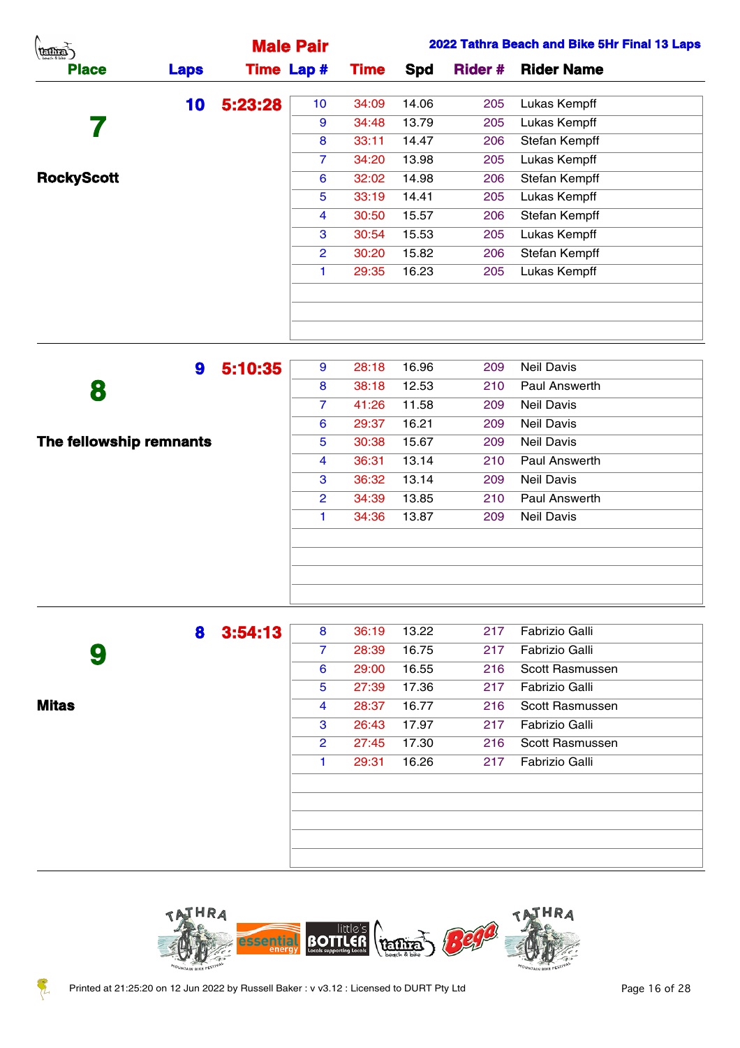## Male Pair

**2022 Tathra Beach and Bike 5Hr Final 13 Laps**

| Place | Laps | Time | Lap # | Time | Spd | Rider # | Rider Name |
|---|---|---|---|---|---|---|---|
| 7 | 10 | 5:23:28 | 10 | 34:09 | 14.06 | 205 | Lukas Kempff |
| | | | 9 | 34:48 | 13.79 | 205 | Lukas Kempff |
| | | | 8 | 33:11 | 14.47 | 206 | Stefan Kempff |
| | | | 7 | 34:20 | 13.98 | 205 | Lukas Kempff |
| RockyScott | | | 6 | 32:02 | 14.98 | 206 | Stefan Kempff |
| | | | 5 | 33:19 | 14.41 | 205 | Lukas Kempff |
| | | | 4 | 30:50 | 15.57 | 206 | Stefan Kempff |
| | | | 3 | 30:54 | 15.53 | 205 | Lukas Kempff |
| | | | 2 | 30:20 | 15.82 | 206 | Stefan Kempff |
| | | | 1 | 29:35 | 16.23 | 205 | Lukas Kempff |
| 8 | 9 | 5:10:35 | 9 | 28:18 | 16.96 | 209 | Neil Davis |
| | | | 8 | 38:18 | 12.53 | 210 | Paul Answerth |
| | | | 7 | 41:26 | 11.58 | 209 | Neil Davis |
| | | | 6 | 29:37 | 16.21 | 209 | Neil Davis |
| The fellowship remnants | | | 5 | 30:38 | 15.67 | 209 | Neil Davis |
| | | | 4 | 36:31 | 13.14 | 210 | Paul Answerth |
| | | | 3 | 36:32 | 13.14 | 209 | Neil Davis |
| | | | 2 | 34:39 | 13.85 | 210 | Paul Answerth |
| | | | 1 | 34:36 | 13.87 | 209 | Neil Davis |
| 9 | 8 | 3:54:13 | 8 | 36:19 | 13.22 | 217 | Fabrizio Galli |
| | | | 7 | 28:39 | 16.75 | 217 | Fabrizio Galli |
| | | | 6 | 29:00 | 16.55 | 216 | Scott Rasmussen |
| | | | 5 | 27:39 | 17.36 | 217 | Fabrizio Galli |
| Mitas | | | 4 | 28:37 | 16.77 | 216 | Scott Rasmussen |
| | | | 3 | 26:43 | 17.97 | 217 | Fabrizio Galli |
| | | | 2 | 27:45 | 17.30 | 216 | Scott Rasmussen |
| | | | 1 | 29:31 | 16.26 | 217 | Fabrizio Galli |

Printed at 21:25:20 on 12 Jun 2022 by Russell Baker : v v3.12 : Licensed to DURT Pty Ltd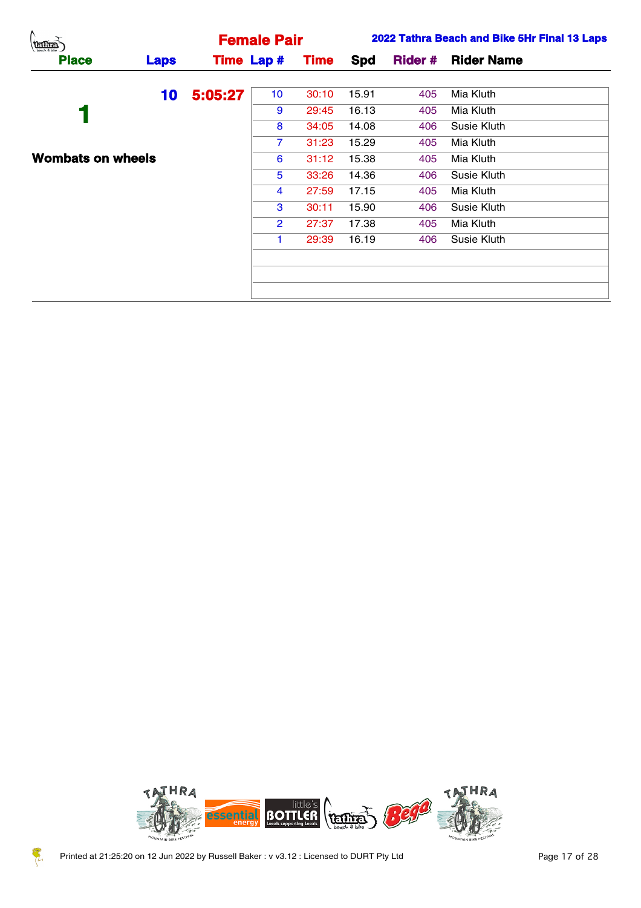## Female Pair

**2022 Tathra Beach and Bike 5Hr Final 13 Laps**

| Place | Laps | Time | Lap # | Time | Spd | Rider # | Rider Name |
|---|---|---|---|---|---|---|---|
| 1 | 10 | 5:05:27 | 10 | 30:10 | 15.91 | 405 | Mia Kluth |
| | | | 9 | 29:45 | 16.13 | 405 | Mia Kluth |
| | | | 8 | 34:05 | 14.08 | 406 | Susie Kluth |
| | | | 7 | 31:23 | 15.29 | 405 | Mia Kluth |
| **Wombats on wheels** | | | 6 | 31:12 | 15.38 | 405 | Mia Kluth |
| | | | 5 | 33:26 | 14.36 | 406 | Susie Kluth |
| | | | 4 | 27:59 | 17.15 | 405 | Mia Kluth |
| | | | 3 | 30:11 | 15.90 | 406 | Susie Kluth |
| | | | 2 | 27:37 | 17.38 | 405 | Mia Kluth |
| | | | 1 | 29:39 | 16.19 | 406 | Susie Kluth |

Printed at 21:25:20 on 12 Jun 2022 by Russell Baker : v v3.12 : Licensed to DURT Pty Ltd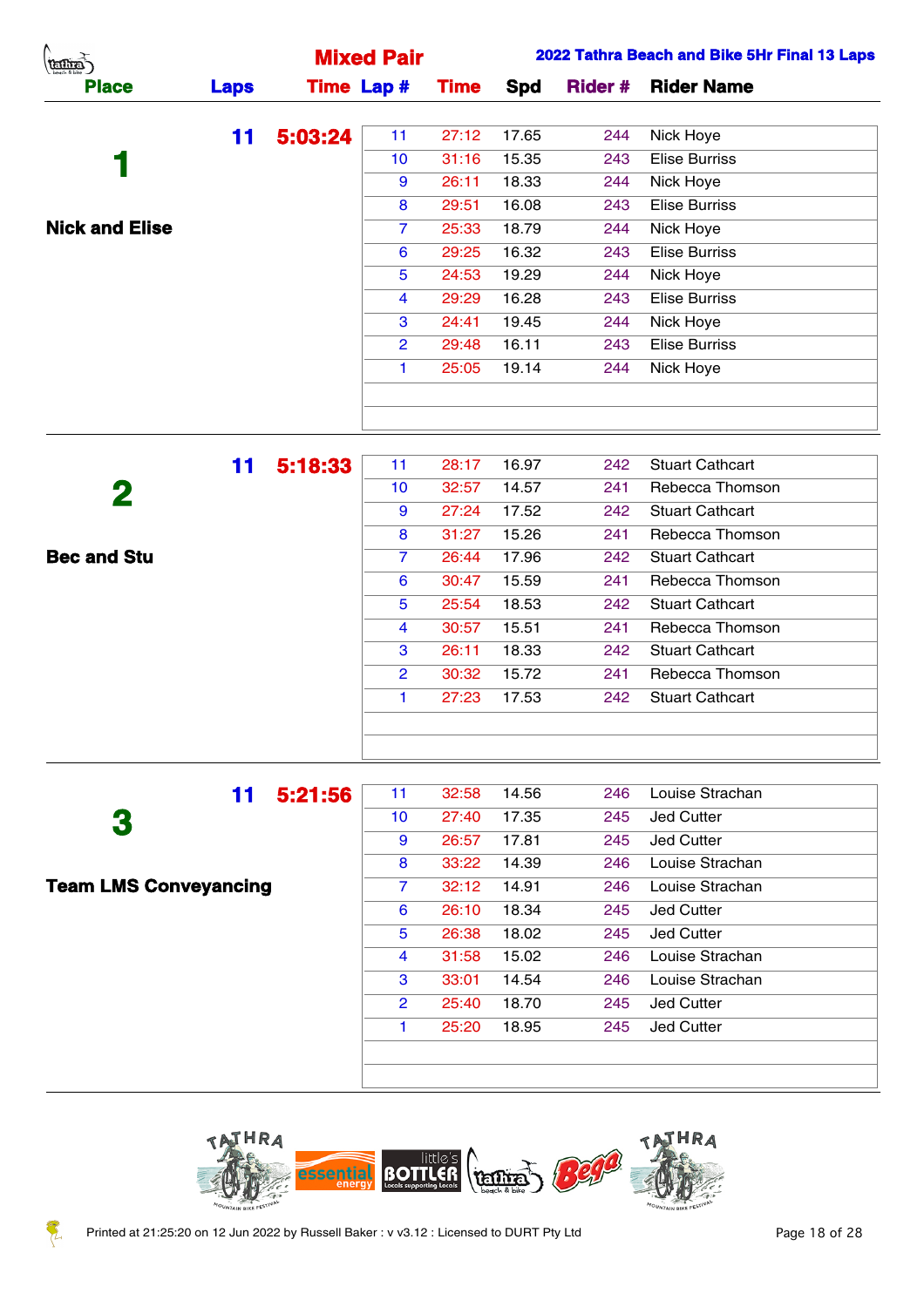## Mixed Pair

**2022 Tathra Beach and Bike 5Hr Final 13 Laps**

| Place | Laps | Time | Lap # | Time | Spd | Rider # | Rider Name |
|---|---|---|---|---|---|---|---|
| **1** | **11** | **5:03:24** | 11 | 27:12 | 17.65 | 244 | Nick Hoye |
| | | | 10 | 31:16 | 15.35 | 243 | Elise Burriss |
| | | | 9 | 26:11 | 18.33 | 244 | Nick Hoye |
| | | | 8 | 29:51 | 16.08 | 243 | Elise Burriss |
| **Nick and Elise** | | | 7 | 25:33 | 18.79 | 244 | Nick Hoye |
| | | | 6 | 29:25 | 16.32 | 243 | Elise Burriss |
| | | | 5 | 24:53 | 19.29 | 244 | Nick Hoye |
| | | | 4 | 29:29 | 16.28 | 243 | Elise Burriss |
| | | | 3 | 24:41 | 19.45 | 244 | Nick Hoye |
| | | | 2 | 29:48 | 16.11 | 243 | Elise Burriss |
| | | | 1 | 25:05 | 19.14 | 244 | Nick Hoye |
| **2** | **11** | **5:18:33** | 11 | 28:17 | 16.97 | 242 | Stuart Cathcart |
| | | | 10 | 32:57 | 14.57 | 241 | Rebecca Thomson |
| | | | 9 | 27:24 | 17.52 | 242 | Stuart Cathcart |
| | | | 8 | 31:27 | 15.26 | 241 | Rebecca Thomson |
| **Bec and Stu** | | | 7 | 26:44 | 17.96 | 242 | Stuart Cathcart |
| | | | 6 | 30:47 | 15.59 | 241 | Rebecca Thomson |
| | | | 5 | 25:54 | 18.53 | 242 | Stuart Cathcart |
| | | | 4 | 30:57 | 15.51 | 241 | Rebecca Thomson |
| | | | 3 | 26:11 | 18.33 | 242 | Stuart Cathcart |
| | | | 2 | 30:32 | 15.72 | 241 | Rebecca Thomson |
| | | | 1 | 27:23 | 17.53 | 242 | Stuart Cathcart |
| **3** | **11** | **5:21:56** | 11 | 32:58 | 14.56 | 246 | Louise Strachan |
| | | | 10 | 27:40 | 17.35 | 245 | Jed Cutter |
| | | | 9 | 26:57 | 17.81 | 245 | Jed Cutter |
| | | | 8 | 33:22 | 14.39 | 246 | Louise Strachan |
| **Team LMS Conveyancing** | | | 7 | 32:12 | 14.91 | 246 | Louise Strachan |
| | | | 6 | 26:10 | 18.34 | 245 | Jed Cutter |
| | | | 5 | 26:38 | 18.02 | 245 | Jed Cutter |
| | | | 4 | 31:58 | 15.02 | 246 | Louise Strachan |
| | | | 3 | 33:01 | 14.54 | 246 | Louise Strachan |
| | | | 2 | 25:40 | 18.70 | 245 | Jed Cutter |
| | | | 1 | 25:20 | 18.95 | 245 | Jed Cutter |

Printed at 21:25:20 on 12 Jun 2022 by Russell Baker : v v3.12 : Licensed to DURT Pty Ltd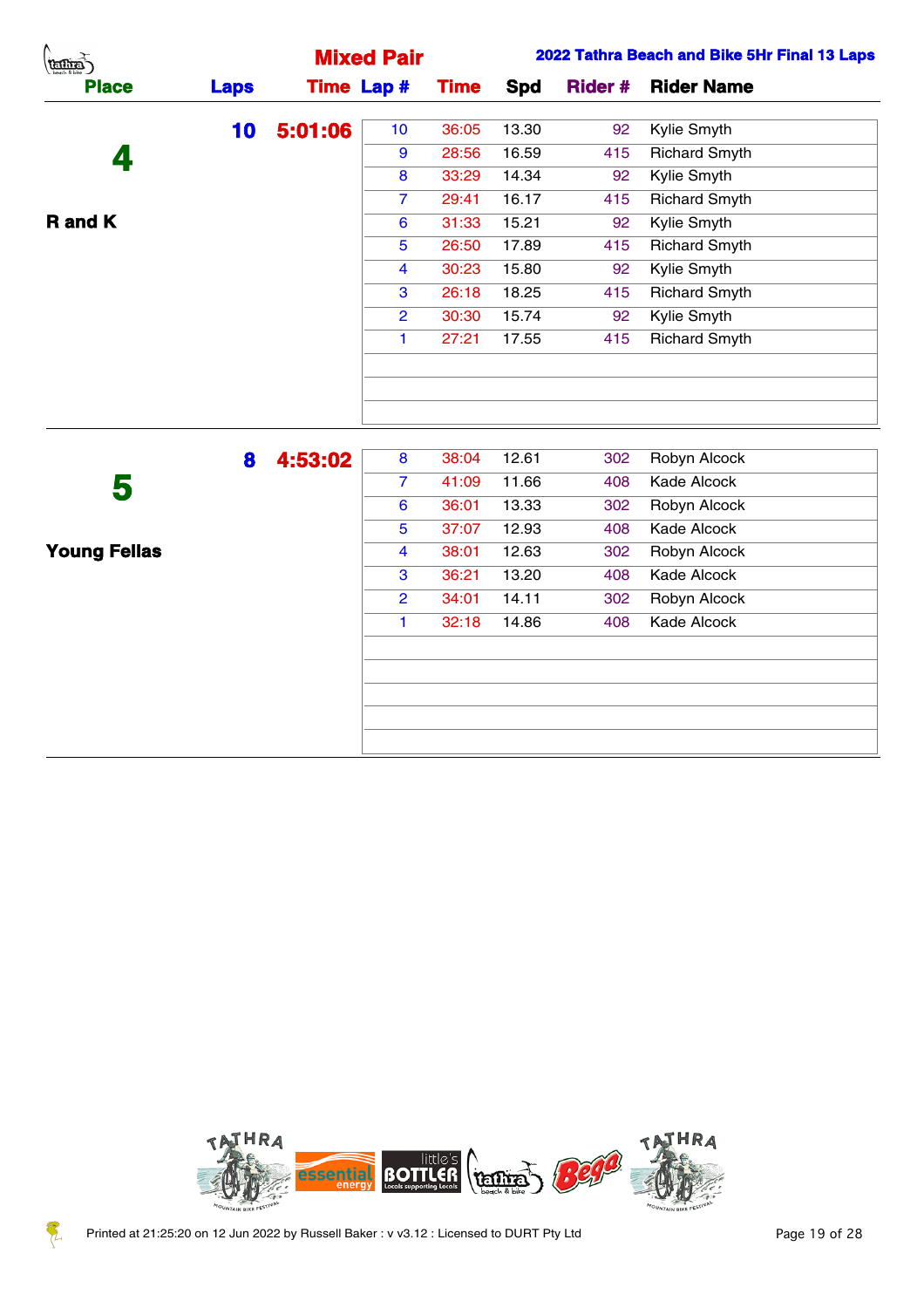# Mixed Pair

**2022 Tathra Beach and Bike 5Hr Final 13 Laps**

| Place | Laps | Time | Lap # | Time | Spd | Rider # | Rider Name |
|---|---|---|---|---|---|---|---|
| **4** | **10** | **5:01:06** | 10 | 36:05 | 13.30 | 92 | Kylie Smyth |
| **R and K** | | | 9 | 28:56 | 16.59 | 415 | Richard Smyth |
| | | | 8 | 33:29 | 14.34 | 92 | Kylie Smyth |
| | | | 7 | 29:41 | 16.17 | 415 | Richard Smyth |
| | | | 6 | 31:33 | 15.21 | 92 | Kylie Smyth |
| | | | 5 | 26:50 | 17.89 | 415 | Richard Smyth |
| | | | 4 | 30:23 | 15.80 | 92 | Kylie Smyth |
| | | | 3 | 26:18 | 18.25 | 415 | Richard Smyth |
| | | | 2 | 30:30 | 15.74 | 92 | Kylie Smyth |
| | | | 1 | 27:21 | 17.55 | 415 | Richard Smyth |
| **5** | **8** | **4:53:02** | 8 | 38:04 | 12.61 | 302 | Robyn Alcock |
| **Young Fellas** | | | 7 | 41:09 | 11.66 | 408 | Kade Alcock |
| | | | 6 | 36:01 | 13.33 | 302 | Robyn Alcock |
| | | | 5 | 37:07 | 12.93 | 408 | Kade Alcock |
| | | | 4 | 38:01 | 12.63 | 302 | Robyn Alcock |
| | | | 3 | 36:21 | 13.20 | 408 | Kade Alcock |
| | | | 2 | 34:01 | 14.11 | 302 | Robyn Alcock |
| | | | 1 | 32:18 | 14.86 | 408 | Kade Alcock |

Printed at 21:25:20 on 12 Jun 2022 by Russell Baker : v v3.12 : Licensed to DURT Pty Ltd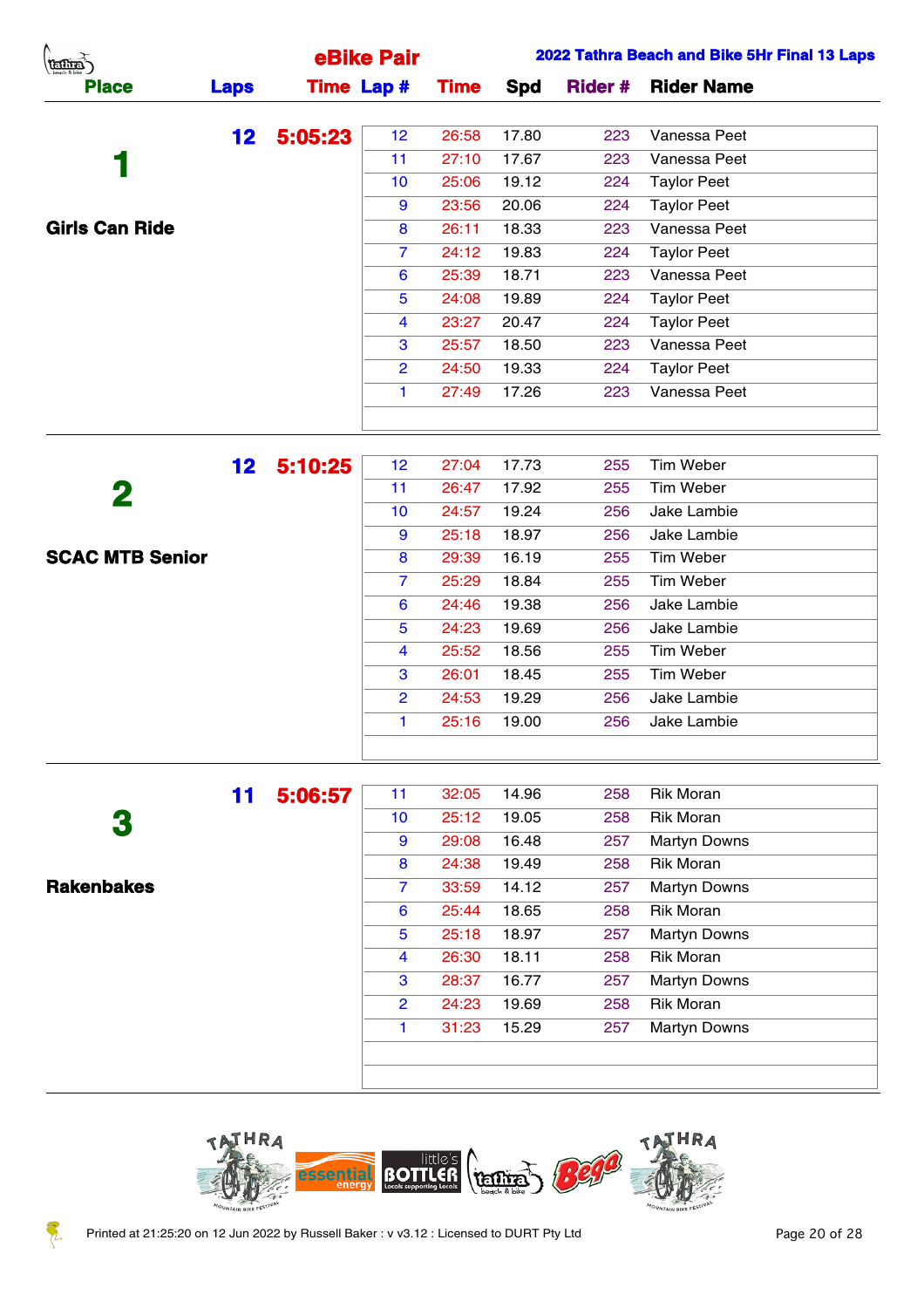## eBike Pair

**2022 Tathra Beach and Bike 5Hr Final 13 Laps**

| Place | Laps | Time | Lap # | Time | Spd | Rider # | Rider Name |
|---|---|---|---|---|---|---|---|
| **1** Girls Can Ride | 12 | 5:05:23 | 12 | 26:58 | 17.80 | 223 | Vanessa Peet |
| | | | 11 | 27:10 | 17.67 | 223 | Vanessa Peet |
| | | | 10 | 25:06 | 19.12 | 224 | Taylor Peet |
| | | | 9 | 23:56 | 20.06 | 224 | Taylor Peet |
| | | | 8 | 26:11 | 18.33 | 223 | Vanessa Peet |
| | | | 7 | 24:12 | 19.83 | 224 | Taylor Peet |
| | | | 6 | 25:39 | 18.71 | 223 | Vanessa Peet |
| | | | 5 | 24:08 | 19.89 | 224 | Taylor Peet |
| | | | 4 | 23:27 | 20.47 | 224 | Taylor Peet |
| | | | 3 | 25:57 | 18.50 | 223 | Vanessa Peet |
| | | | 2 | 24:50 | 19.33 | 224 | Taylor Peet |
| | | | 1 | 27:49 | 17.26 | 223 | Vanessa Peet |
| **2** SCAC MTB Senior | 12 | 5:10:25 | 12 | 27:04 | 17.73 | 255 | Tim Weber |
| | | | 11 | 26:47 | 17.92 | 255 | Tim Weber |
| | | | 10 | 24:57 | 19.24 | 256 | Jake Lambie |
| | | | 9 | 25:18 | 18.97 | 256 | Jake Lambie |
| | | | 8 | 29:39 | 16.19 | 255 | Tim Weber |
| | | | 7 | 25:29 | 18.84 | 255 | Tim Weber |
| | | | 6 | 24:46 | 19.38 | 256 | Jake Lambie |
| | | | 5 | 24:23 | 19.69 | 256 | Jake Lambie |
| | | | 4 | 25:52 | 18.56 | 255 | Tim Weber |
| | | | 3 | 26:01 | 18.45 | 255 | Tim Weber |
| | | | 2 | 24:53 | 19.29 | 256 | Jake Lambie |
| | | | 1 | 25:16 | 19.00 | 256 | Jake Lambie |
| **3** Rakenbakes | 11 | 5:06:57 | 11 | 32:05 | 14.96 | 258 | Rik Moran |
| | | | 10 | 25:12 | 19.05 | 258 | Rik Moran |
| | | | 9 | 29:08 | 16.48 | 257 | Martyn Downs |
| | | | 8 | 24:38 | 19.49 | 258 | Rik Moran |
| | | | 7 | 33:59 | 14.12 | 257 | Martyn Downs |
| | | | 6 | 25:44 | 18.65 | 258 | Rik Moran |
| | | | 5 | 25:18 | 18.97 | 257 | Martyn Downs |
| | | | 4 | 26:30 | 18.11 | 258 | Rik Moran |
| | | | 3 | 28:37 | 16.77 | 257 | Martyn Downs |
| | | | 2 | 24:23 | 19.69 | 258 | Rik Moran |
| | | | 1 | 31:23 | 15.29 | 257 | Martyn Downs |

Printed at 21:25:20 on 12 Jun 2022 by Russell Baker : v v3.12 : Licensed to DURT Pty Ltd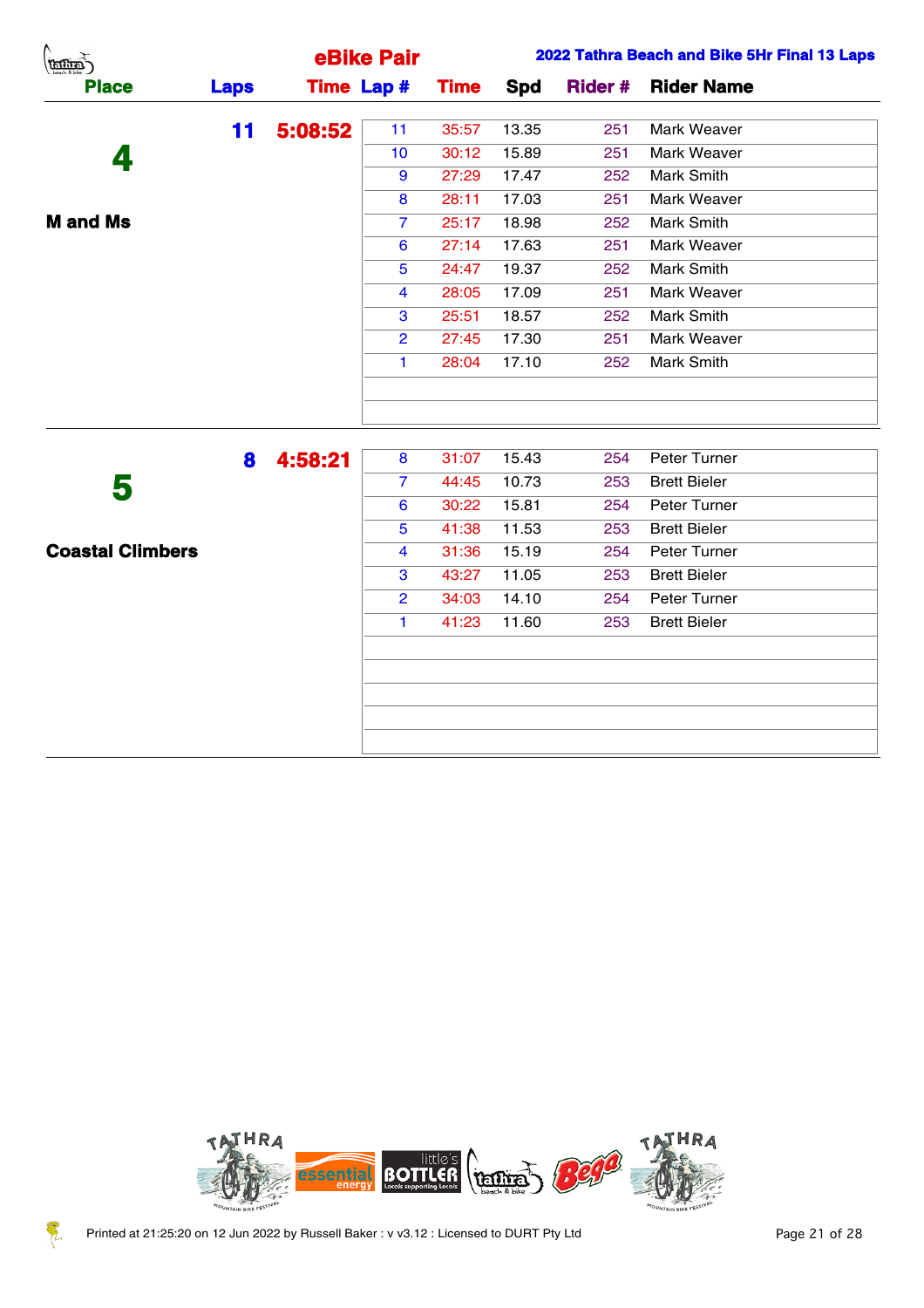## eBike Pair

**2022 Tathra Beach and Bike 5Hr Final 13 Laps**

| Place | Laps | Time | Lap # | Time | Spd | Rider # | Rider Name |
|---|---|---|---|---|---|---|---|
| **4** | **11** | **5:08:52** | 11 | 35:57 | 13.35 | 251 | Mark Weaver |
| **M and Ms** | | | 10 | 30:12 | 15.89 | 251 | Mark Weaver |
| | | | 9 | 27:29 | 17.47 | 252 | Mark Smith |
| | | | 8 | 28:11 | 17.03 | 251 | Mark Weaver |
| | | | 7 | 25:17 | 18.98 | 252 | Mark Smith |
| | | | 6 | 27:14 | 17.63 | 251 | Mark Weaver |
| | | | 5 | 24:47 | 19.37 | 252 | Mark Smith |
| | | | 4 | 28:05 | 17.09 | 251 | Mark Weaver |
| | | | 3 | 25:51 | 18.57 | 252 | Mark Smith |
| | | | 2 | 27:45 | 17.30 | 251 | Mark Weaver |
| | | | 1 | 28:04 | 17.10 | 252 | Mark Smith |
| **5** | **8** | **4:58:21** | 8 | 31:07 | 15.43 | 254 | Peter Turner |
| **Coastal Climbers** | | | 7 | 44:45 | 10.73 | 253 | Brett Bieler |
| | | | 6 | 30:22 | 15.81 | 254 | Peter Turner |
| | | | 5 | 41:38 | 11.53 | 253 | Brett Bieler |
| | | | 4 | 31:36 | 15.19 | 254 | Peter Turner |
| | | | 3 | 43:27 | 11.05 | 253 | Brett Bieler |
| | | | 2 | 34:03 | 14.10 | 254 | Peter Turner |
| | | | 1 | 41:23 | 11.60 | 253 | Brett Bieler |

Printed at 21:25:20 on 12 Jun 2022 by Russell Baker : v v3.12 : Licensed to DURT Pty Ltd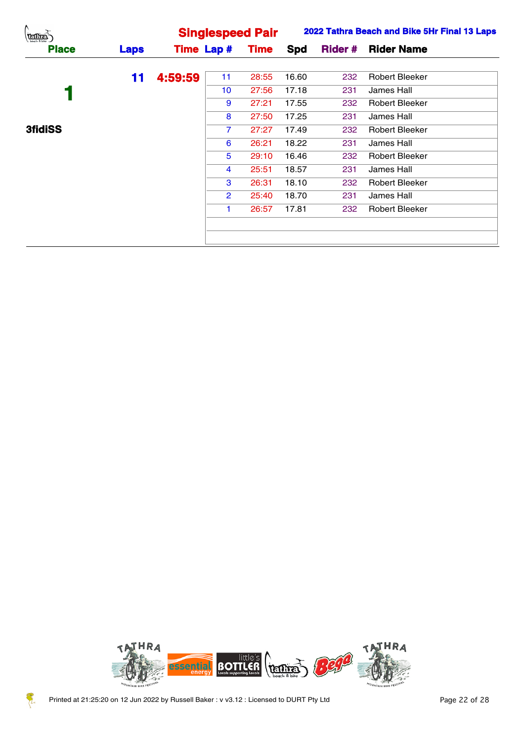## Singlespeed Pair

**2022 Tathra Beach and Bike 5Hr Final 13 Laps**

| Place | Laps | Time | Lap # | Time | Spd | Rider # | Rider Name |
|---|---|---|---|---|---|---|---|
| 1 | 11 | 4:59:59 | 11 | 28:55 | 16.60 | 232 | Robert Bleeker |
| 3fidiSS | | | 10 | 27:56 | 17.18 | 231 | James Hall |
| | | | 9 | 27:21 | 17.55 | 232 | Robert Bleeker |
| | | | 8 | 27:50 | 17.25 | 231 | James Hall |
| | | | 7 | 27:27 | 17.49 | 232 | Robert Bleeker |
| | | | 6 | 26:21 | 18.22 | 231 | James Hall |
| | | | 5 | 29:10 | 16.46 | 232 | Robert Bleeker |
| | | | 4 | 25:51 | 18.57 | 231 | James Hall |
| | | | 3 | 26:31 | 18.10 | 232 | Robert Bleeker |
| | | | 2 | 25:40 | 18.70 | 231 | James Hall |
| | | | 1 | 26:57 | 17.81 | 232 | Robert Bleeker |

Printed at 21:25:20 on 12 Jun 2022 by Russell Baker : v v3.12 : Licensed to DURT Pty Ltd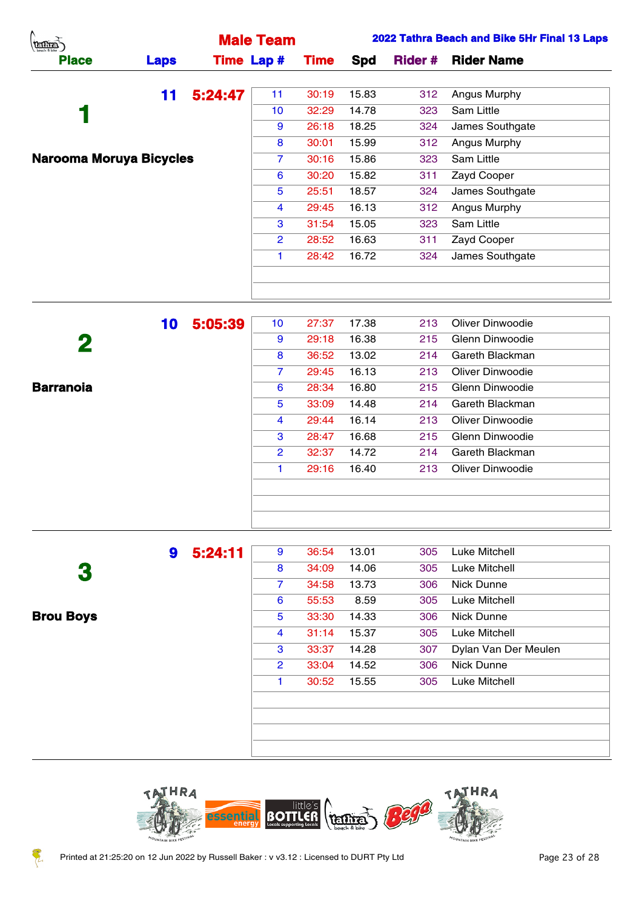# Male Team

## 2022 Tathra Beach and Bike 5Hr Final 13 Laps

| Place | Laps | Time | Lap # | Time | Spd | Rider # | Rider Name |
|---|---|---|---|---|---|---|---|
| 1 | 11 | 5:24:47 | 11 | 30:19 | 15.83 | 312 | Angus Murphy |
| Narooma Moruya Bicycles | | | 10 | 32:29 | 14.78 | 323 | Sam Little |
| | | | 9 | 26:18 | 18.25 | 324 | James Southgate |
| | | | 8 | 30:01 | 15.99 | 312 | Angus Murphy |
| | | | 7 | 30:16 | 15.86 | 323 | Sam Little |
| | | | 6 | 30:20 | 15.82 | 311 | Zayd Cooper |
| | | | 5 | 25:51 | 18.57 | 324 | James Southgate |
| | | | 4 | 29:45 | 16.13 | 312 | Angus Murphy |
| | | | 3 | 31:54 | 15.05 | 323 | Sam Little |
| | | | 2 | 28:52 | 16.63 | 311 | Zayd Cooper |
| | | | 1 | 28:42 | 16.72 | 324 | James Southgate |
| 2 | 10 | 5:05:39 | 10 | 27:37 | 17.38 | 213 | Oliver Dinwoodie |
| Barranoia | | | 9 | 29:18 | 16.38 | 215 | Glenn Dinwoodie |
| | | | 8 | 36:52 | 13.02 | 214 | Gareth Blackman |
| | | | 7 | 29:45 | 16.13 | 213 | Oliver Dinwoodie |
| | | | 6 | 28:34 | 16.80 | 215 | Glenn Dinwoodie |
| | | | 5 | 33:09 | 14.48 | 214 | Gareth Blackman |
| | | | 4 | 29:44 | 16.14 | 213 | Oliver Dinwoodie |
| | | | 3 | 28:47 | 16.68 | 215 | Glenn Dinwoodie |
| | | | 2 | 32:37 | 14.72 | 214 | Gareth Blackman |
| | | | 1 | 29:16 | 16.40 | 213 | Oliver Dinwoodie |
| 3 | 9 | 5:24:11 | 9 | 36:54 | 13.01 | 305 | Luke Mitchell |
| Brou Boys | | | 8 | 34:09 | 14.06 | 305 | Luke Mitchell |
| | | | 7 | 34:58 | 13.73 | 306 | Nick Dunne |
| | | | 6 | 55:53 | 8.59 | 305 | Luke Mitchell |
| | | | 5 | 33:30 | 14.33 | 306 | Nick Dunne |
| | | | 4 | 31:14 | 15.37 | 305 | Luke Mitchell |
| | | | 3 | 33:37 | 14.28 | 307 | Dylan Van Der Meulen |
| | | | 2 | 33:04 | 14.52 | 306 | Nick Dunne |
| | | | 1 | 30:52 | 15.55 | 305 | Luke Mitchell |

Printed at 21:25:20 on 12 Jun 2022 by Russell Baker : v v3.12 : Licensed to DURT Pty Ltd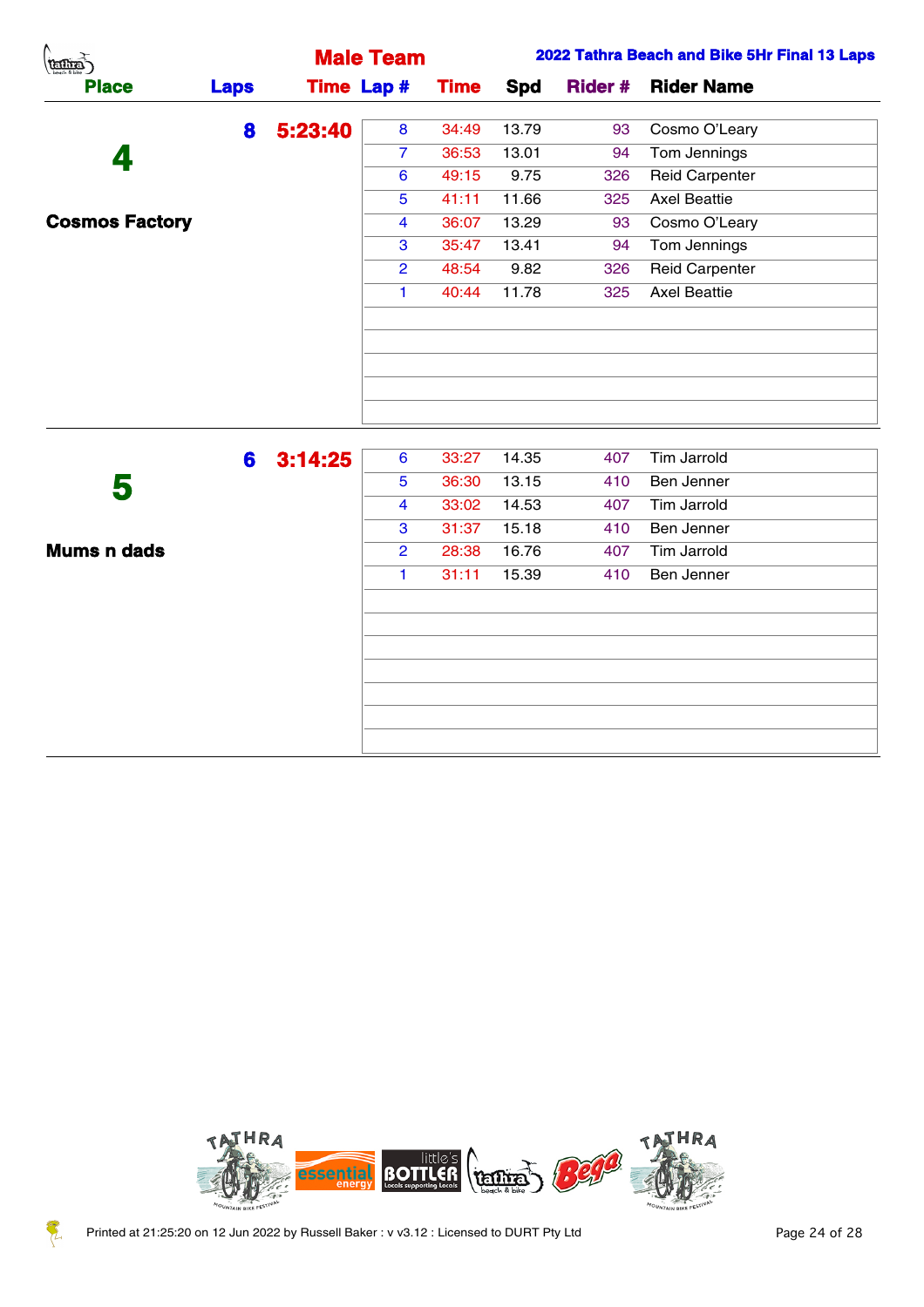## Male Team

**2022 Tathra Beach and Bike 5Hr Final 13 Laps**

| Place | Laps | Time | Lap # | Time | Spd | Rider # | Rider Name |
|---|---|---|---|---|---|---|---|
| **4** | **8** | **5:23:40** | 8 | 34:49 | 13.79 | 93 | Cosmo O'Leary |
| | | | 7 | 36:53 | 13.01 | 94 | Tom Jennings |
| | | | 6 | 49:15 | 9.75 | 326 | Reid Carpenter |
| | | | 5 | 41:11 | 11.66 | 325 | Axel Beattie |
| **Cosmos Factory** | | | 4 | 36:07 | 13.29 | 93 | Cosmo O'Leary |
| | | | 3 | 35:47 | 13.41 | 94 | Tom Jennings |
| | | | 2 | 48:54 | 9.82 | 326 | Reid Carpenter |
| | | | 1 | 40:44 | 11.78 | 325 | Axel Beattie |
| **5** | **6** | **3:14:25** | 6 | 33:27 | 14.35 | 407 | Tim Jarrold |
| | | | 5 | 36:30 | 13.15 | 410 | Ben Jenner |
| | | | 4 | 33:02 | 14.53 | 407 | Tim Jarrold |
| | | | 3 | 31:37 | 15.18 | 410 | Ben Jenner |
| **Mums n dads** | | | 2 | 28:38 | 16.76 | 407 | Tim Jarrold |
| | | | 1 | 31:11 | 15.39 | 410 | Ben Jenner |

Printed at 21:25:20 on 12 Jun 2022 by Russell Baker : v v3.12 : Licensed to DURT Pty Ltd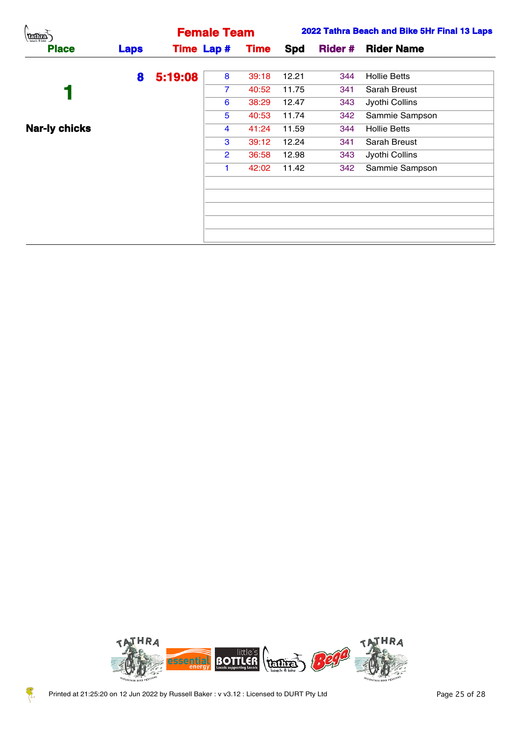## Female Team

**2022 Tathra Beach and Bike 5Hr Final 13 Laps**

| Place | Laps | Time | Lap # | Time | Spd | Rider # | Rider Name |
|---|---|---|---|---|---|---|---|
| **1** | **8** | **5:19:08** | 8 | 39:18 | 12.21 | 344 | Hollie Betts |
| **Nar-ly chicks** | | | 7 | 40:52 | 11.75 | 341 | Sarah Breust |
| | | | 6 | 38:29 | 12.47 | 343 | Jyothi Collins |
| | | | 5 | 40:53 | 11.74 | 342 | Sammie Sampson |
| | | | 4 | 41:24 | 11.59 | 344 | Hollie Betts |
| | | | 3 | 39:12 | 12.24 | 341 | Sarah Breust |
| | | | 2 | 36:58 | 12.98 | 343 | Jyothi Collins |
| | | | 1 | 42:02 | 11.42 | 342 | Sammie Sampson |

Printed at 21:25:20 on 12 Jun 2022 by Russell Baker : v v3.12 : Licensed to DURT Pty Ltd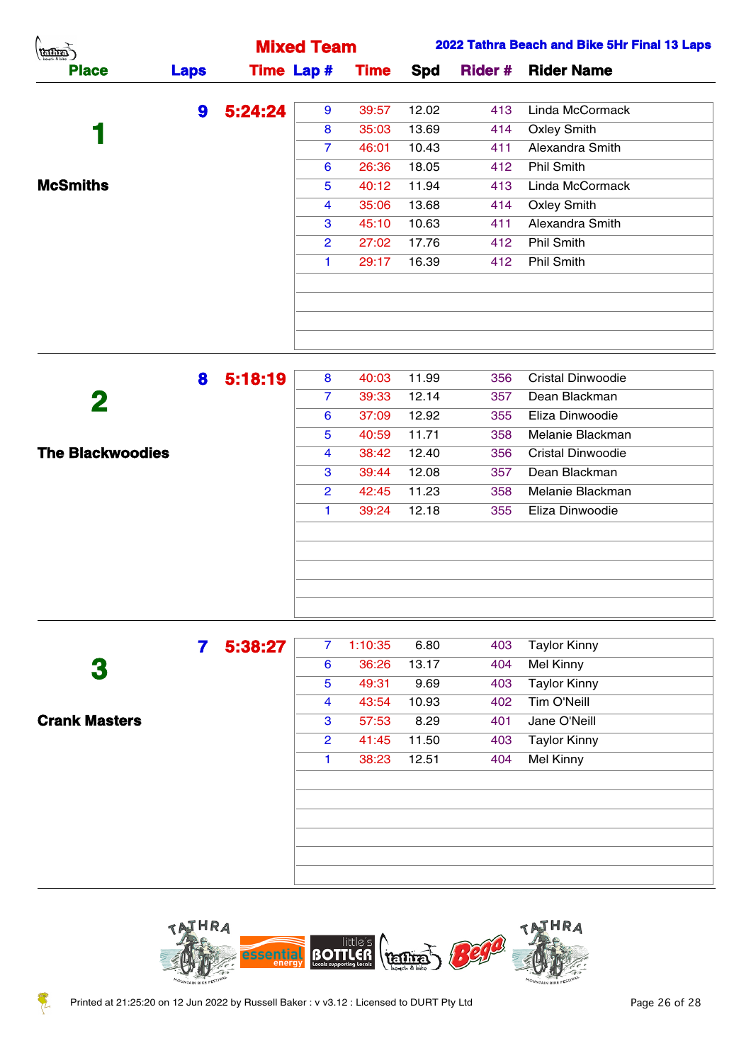# Mixed Team

**2022 Tathra Beach and Bike 5Hr Final 13 Laps**

| Place | Laps | Time | Lap # | Time | Spd | Rider # | Rider Name |
|---|---|---|---|---|---|---|---|
| **1** | **9** | **5:24:24** | 9 | 39:57 | 12.02 | 413 | Linda McCormack |
| **McSmiths** | | | 8 | 35:03 | 13.69 | 414 | Oxley Smith |
| | | | 7 | 46:01 | 10.43 | 411 | Alexandra Smith |
| | | | 6 | 26:36 | 18.05 | 412 | Phil Smith |
| | | | 5 | 40:12 | 11.94 | 413 | Linda McCormack |
| | | | 4 | 35:06 | 13.68 | 414 | Oxley Smith |
| | | | 3 | 45:10 | 10.63 | 411 | Alexandra Smith |
| | | | 2 | 27:02 | 17.76 | 412 | Phil Smith |
| | | | 1 | 29:17 | 16.39 | 412 | Phil Smith |
| **2** | **8** | **5:18:19** | 8 | 40:03 | 11.99 | 356 | Cristal Dinwoodie |
| **The Blackwoodies** | | | 7 | 39:33 | 12.14 | 357 | Dean Blackman |
| | | | 6 | 37:09 | 12.92 | 355 | Eliza Dinwoodie |
| | | | 5 | 40:59 | 11.71 | 358 | Melanie Blackman |
| | | | 4 | 38:42 | 12.40 | 356 | Cristal Dinwoodie |
| | | | 3 | 39:44 | 12.08 | 357 | Dean Blackman |
| | | | 2 | 42:45 | 11.23 | 358 | Melanie Blackman |
| | | | 1 | 39:24 | 12.18 | 355 | Eliza Dinwoodie |
| **3** | **7** | **5:38:27** | 7 | 1:10:35 | 6.80 | 403 | Taylor Kinny |
| **Crank Masters** | | | 6 | 36:26 | 13.17 | 404 | Mel Kinny |
| | | | 5 | 49:31 | 9.69 | 403 | Taylor Kinny |
| | | | 4 | 43:54 | 10.93 | 402 | Tim O'Neill |
| | | | 3 | 57:53 | 8.29 | 401 | Jane O'Neill |
| | | | 2 | 41:45 | 11.50 | 403 | Taylor Kinny |
| | | | 1 | 38:23 | 12.51 | 404 | Mel Kinny |

Printed at 21:25:20 on 12 Jun 2022 by Russell Baker : v v3.12 : Licensed to DURT Pty Ltd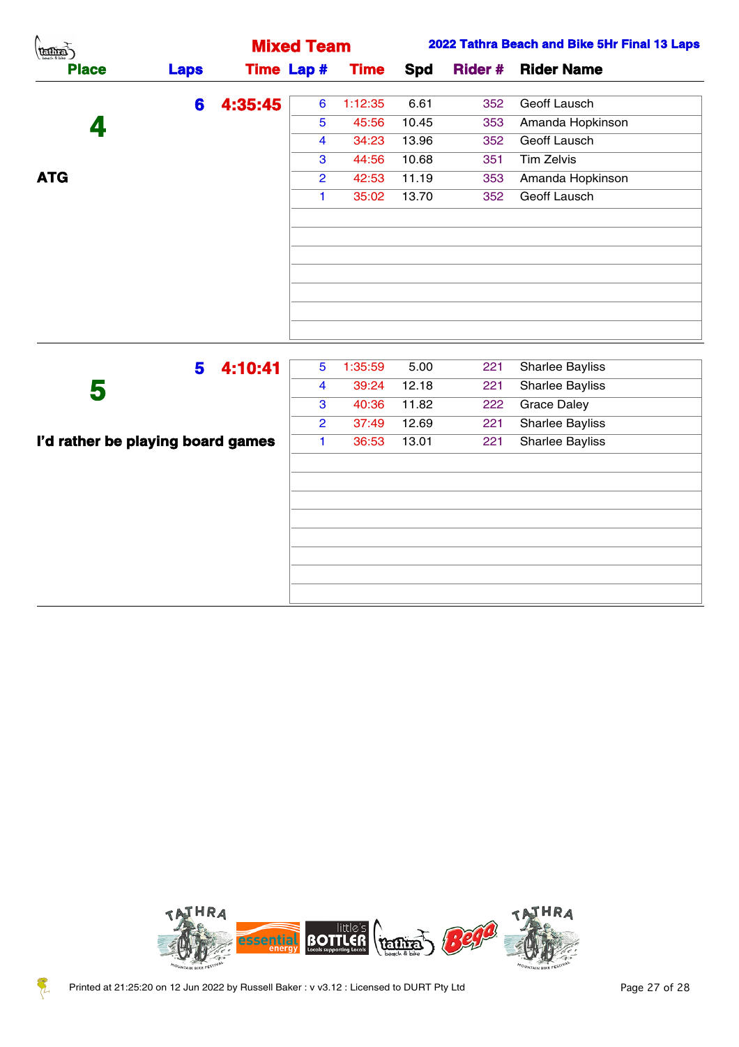## Mixed Team

**2022 Tathra Beach and Bike 5Hr Final 13 Laps**

| Place | Laps | Time | Lap # | Time | Spd | Rider # | Rider Name |
|---|---|---|---|---|---|---|---|
| **4** | **6** | **4:35:45** | 6 | 1:12:35 | 6.61 | 352 | Geoff Lausch |
| | | | 5 | 45:56 | 10.45 | 353 | Amanda Hopkinson |
| | | | 4 | 34:23 | 13.96 | 352 | Geoff Lausch |
| | | | 3 | 44:56 | 10.68 | 351 | Tim Zelvis |
| **ATG** | | | 2 | 42:53 | 11.19 | 353 | Amanda Hopkinson |
| | | | 1 | 35:02 | 13.70 | 352 | Geoff Lausch |
| **5** | **5** | **4:10:41** | 5 | 1:35:59 | 5.00 | 221 | Sharlee Bayliss |
| | | | 4 | 39:24 | 12.18 | 221 | Sharlee Bayliss |
| | | | 3 | 40:36 | 11.82 | 222 | Grace Daley |
| | | | 2 | 37:49 | 12.69 | 221 | Sharlee Bayliss |
| **I'd rather be playing board games** | | | 1 | 36:53 | 13.01 | 221 | Sharlee Bayliss |

Printed at 21:25:20 on 12 Jun 2022 by Russell Baker : v v3.12 : Licensed to DURT Pty Ltd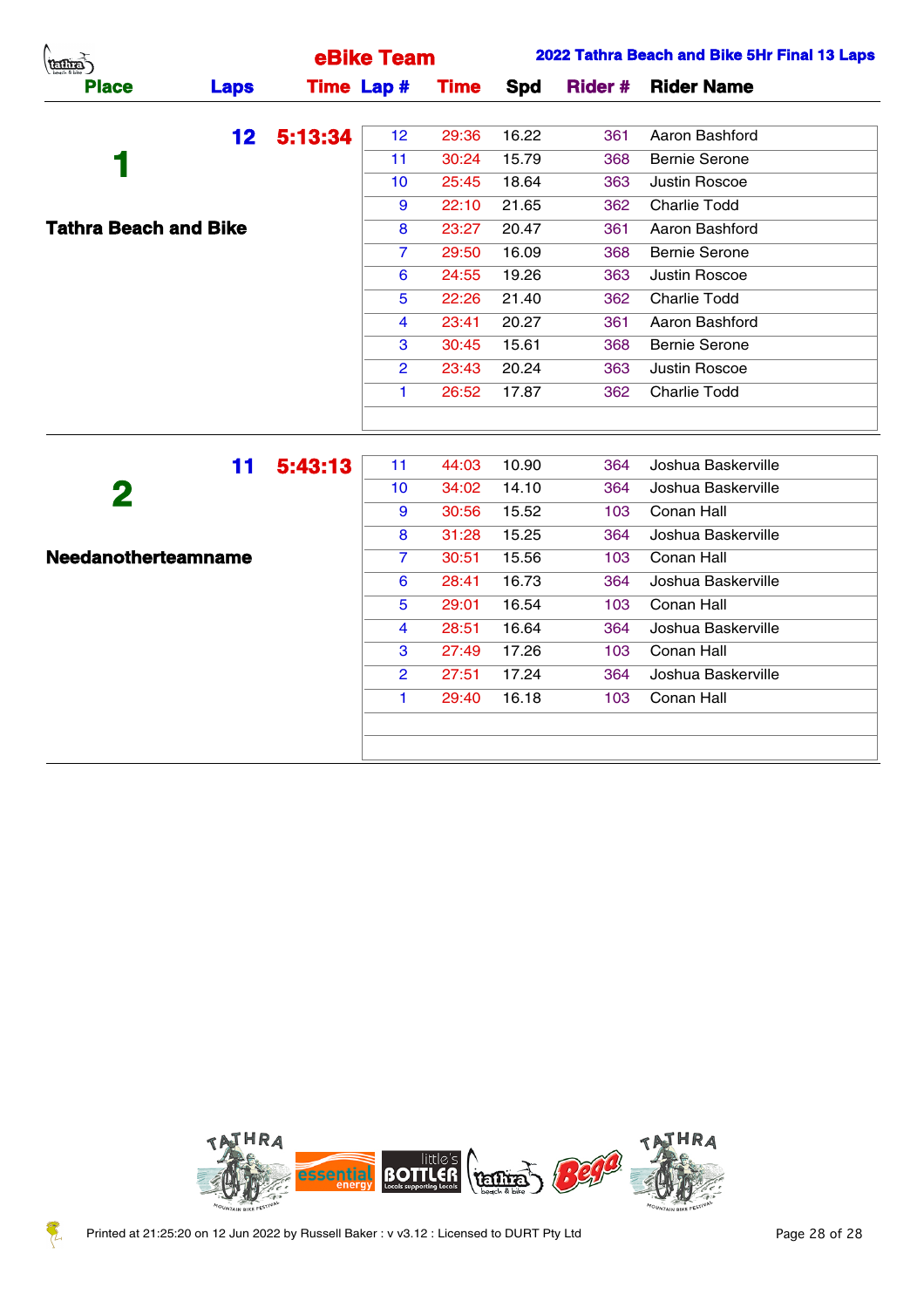**eBike Team** — **2022 Tathra Beach and Bike 5Hr Final 13 Laps**

| Place | Laps | Time | Lap # | Time | Spd | Rider # | Rider Name |
|---|---|---|---|---|---|---|---|
| **1** | **12** | **5:13:34** | 12 | 29:36 | 16.22 | 361 | Aaron Bashford |
| **Tathra Beach and Bike** | | | 11 | 30:24 | 15.79 | 368 | Bernie Serone |
| | | | 10 | 25:45 | 18.64 | 363 | Justin Roscoe |
| | | | 9 | 22:10 | 21.65 | 362 | Charlie Todd |
| | | | 8 | 23:27 | 20.47 | 361 | Aaron Bashford |
| | | | 7 | 29:50 | 16.09 | 368 | Bernie Serone |
| | | | 6 | 24:55 | 19.26 | 363 | Justin Roscoe |
| | | | 5 | 22:26 | 21.40 | 362 | Charlie Todd |
| | | | 4 | 23:41 | 20.27 | 361 | Aaron Bashford |
| | | | 3 | 30:45 | 15.61 | 368 | Bernie Serone |
| | | | 2 | 23:43 | 20.24 | 363 | Justin Roscoe |
| | | | 1 | 26:52 | 17.87 | 362 | Charlie Todd |
| **2** | **11** | **5:43:13** | 11 | 44:03 | 10.90 | 364 | Joshua Baskerville |
| **Needanotherteamname** | | | 10 | 34:02 | 14.10 | 364 | Joshua Baskerville |
| | | | 9 | 30:56 | 15.52 | 103 | Conan Hall |
| | | | 8 | 31:28 | 15.25 | 364 | Joshua Baskerville |
| | | | 7 | 30:51 | 15.56 | 103 | Conan Hall |
| | | | 6 | 28:41 | 16.73 | 364 | Joshua Baskerville |
| | | | 5 | 29:01 | 16.54 | 103 | Conan Hall |
| | | | 4 | 28:51 | 16.64 | 364 | Joshua Baskerville |
| | | | 3 | 27:49 | 17.26 | 103 | Conan Hall |
| | | | 2 | 27:51 | 17.24 | 364 | Joshua Baskerville |
| | | | 1 | 29:40 | 16.18 | 103 | Conan Hall |

Printed at 21:25:20 on 12 Jun 2022 by Russell Baker : v v3.12 : Licensed to DURT Pty Ltd